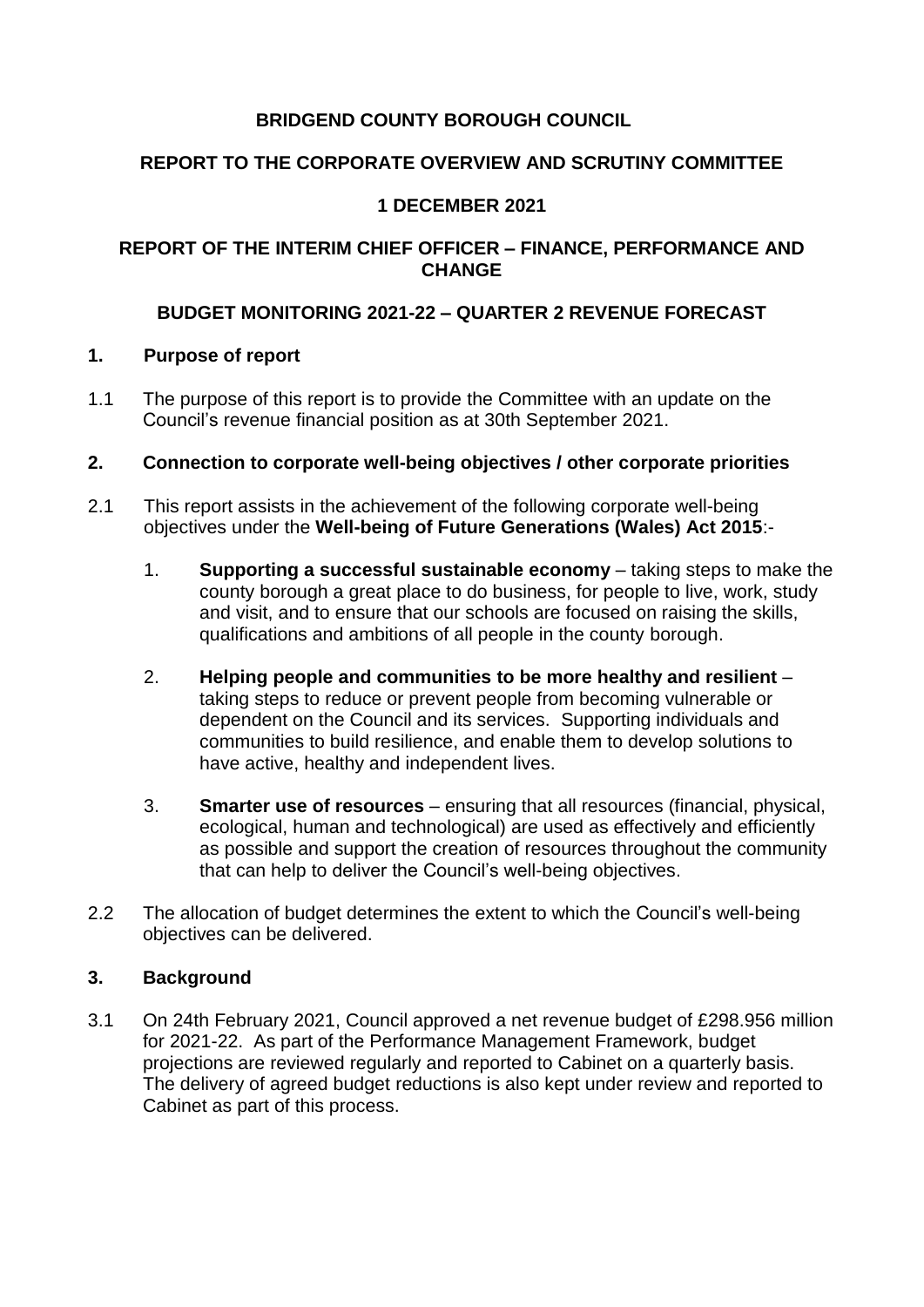**BRIDGEND COUNTY BOROUGH COUNCIL**

**REPORT TO THE CORPORATE OVERVIEW AND SCRUTINY COMMITTEE**

**1 DECEMBER 2021**

**REPORT OF THE INTERIM CHIEF OFFICER – FINANCE, PERFORMANCE AND CHANGE**

**BUDGET MONITORING 2021-22 – QUARTER 2 REVENUE FORECAST**

## 1. Purpose of report

1.1 The purpose of this report is to provide the Committee with an update on the Council's revenue financial position as at 30th September 2021.

## 2. Connection to corporate well-being objectives / other corporate priorities

2.1 This report assists in the achievement of the following corporate well-being objectives under the **Well-being of Future Generations (Wales) Act 2015**:-

1. **Supporting a successful sustainable economy** – taking steps to make the county borough a great place to do business, for people to live, work, study and visit, and to ensure that our schools are focused on raising the skills, qualifications and ambitions of all people in the county borough.
2. **Helping people and communities to be more healthy and resilient** – taking steps to reduce or prevent people from becoming vulnerable or dependent on the Council and its services. Supporting individuals and communities to build resilience, and enable them to develop solutions to have active, healthy and independent lives.
3. **Smarter use of resources** – ensuring that all resources (financial, physical, ecological, human and technological) are used as effectively and efficiently as possible and support the creation of resources throughout the community that can help to deliver the Council's well-being objectives.

2.2 The allocation of budget determines the extent to which the Council's well-being objectives can be delivered.

## 3. Background

3.1 On 24th February 2021, Council approved a net revenue budget of £298.956 million for 2021-22. As part of the Performance Management Framework, budget projections are reviewed regularly and reported to Cabinet on a quarterly basis. The delivery of agreed budget reductions is also kept under review and reported to Cabinet as part of this process.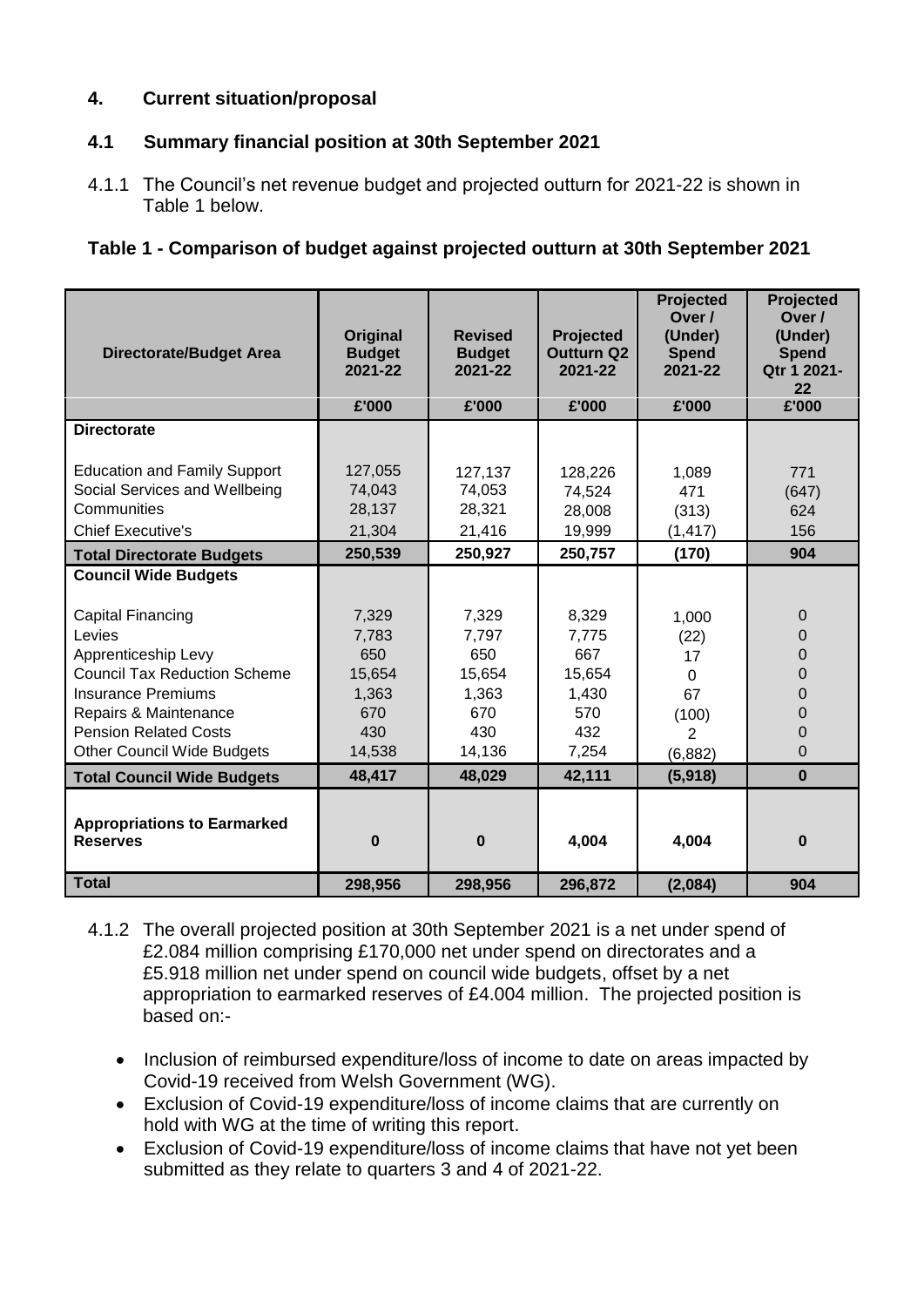## 4. Current situation/proposal

### 4.1 Summary financial position at 30th September 2021

4.1.1 The Council's net revenue budget and projected outturn for 2021-22 is shown in Table 1 below.

**Table 1 - Comparison of budget against projected outturn at 30th September 2021**

| Directorate/Budget Area | Original Budget 2021-22 | Revised Budget 2021-22 | Projected Outturn Q2 2021-22 | Projected Over / (Under) Spend 2021-22 | Projected Over / (Under) Spend Qtr 1 2021-22 |
|---|---|---|---|---|---|
| | £'000 | £'000 | £'000 | £'000 | £'000 |
| **Directorate** | | | | | |
| Education and Family Support | 127,055 | 127,137 | 128,226 | 1,089 | 771 |
| Social Services and Wellbeing | 74,043 | 74,053 | 74,524 | 471 | (647) |
| Communities | 28,137 | 28,321 | 28,008 | (313) | 624 |
| Chief Executive's | 21,304 | 21,416 | 19,999 | (1,417) | 156 |
| **Total Directorate Budgets** | **250,539** | **250,927** | **250,757** | **(170)** | **904** |
| **Council Wide Budgets** | | | | | |
| Capital Financing | 7,329 | 7,329 | 8,329 | 1,000 | 0 |
| Levies | 7,783 | 7,797 | 7,775 | (22) | 0 |
| Apprenticeship Levy | 650 | 650 | 667 | 17 | 0 |
| Council Tax Reduction Scheme | 15,654 | 15,654 | 15,654 | 0 | 0 |
| Insurance Premiums | 1,363 | 1,363 | 1,430 | 67 | 0 |
| Repairs & Maintenance | 670 | 670 | 570 | (100) | 0 |
| Pension Related Costs | 430 | 430 | 432 | 2 | 0 |
| Other Council Wide Budgets | 14,538 | 14,136 | 7,254 | (6,882) | 0 |
| **Total Council Wide Budgets** | **48,417** | **48,029** | **42,111** | **(5,918)** | **0** |
| **Appropriations to Earmarked Reserves** | **0** | **0** | **4,004** | **4,004** | **0** |
| **Total** | **298,956** | **298,956** | **296,872** | **(2,084)** | **904** |

4.1.2 The overall projected position at 30th September 2021 is a net under spend of £2.084 million comprising £170,000 net under spend on directorates and a £5.918 million net under spend on council wide budgets, offset by a net appropriation to earmarked reserves of £4.004 million. The projected position is based on:-

- Inclusion of reimbursed expenditure/loss of income to date on areas impacted by Covid-19 received from Welsh Government (WG).
- Exclusion of Covid-19 expenditure/loss of income claims that are currently on hold with WG at the time of writing this report.
- Exclusion of Covid-19 expenditure/loss of income claims that have not yet been submitted as they relate to quarters 3 and 4 of 2021-22.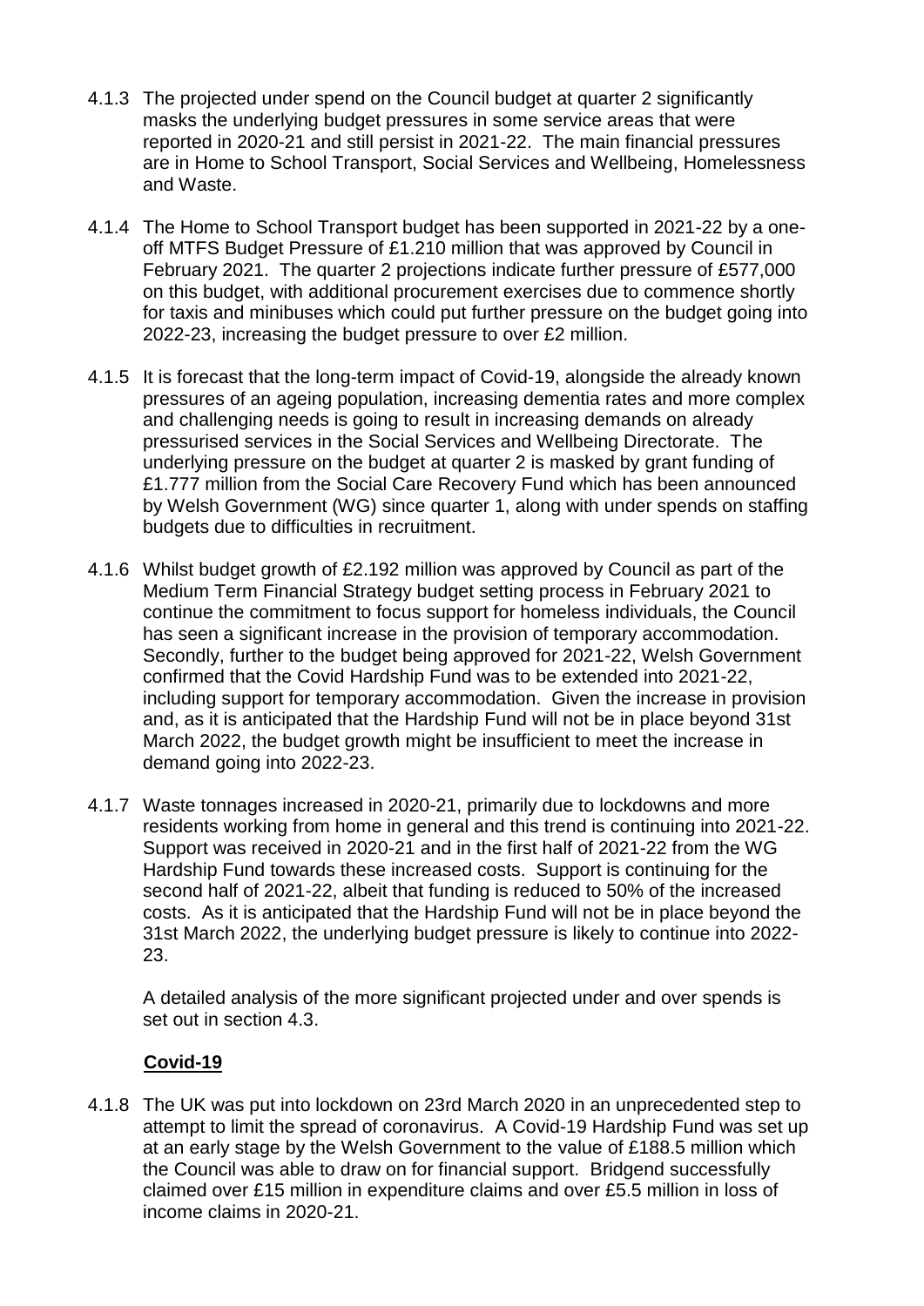4.1.3 The projected under spend on the Council budget at quarter 2 significantly masks the underlying budget pressures in some service areas that were reported in 2020-21 and still persist in 2021-22. The main financial pressures are in Home to School Transport, Social Services and Wellbeing, Homelessness and Waste.

4.1.4 The Home to School Transport budget has been supported in 2021-22 by a one-off MTFS Budget Pressure of £1.210 million that was approved by Council in February 2021. The quarter 2 projections indicate further pressure of £577,000 on this budget, with additional procurement exercises due to commence shortly for taxis and minibuses which could put further pressure on the budget going into 2022-23, increasing the budget pressure to over £2 million.

4.1.5 It is forecast that the long-term impact of Covid-19, alongside the already known pressures of an ageing population, increasing dementia rates and more complex and challenging needs is going to result in increasing demands on already pressurised services in the Social Services and Wellbeing Directorate. The underlying pressure on the budget at quarter 2 is masked by grant funding of £1.777 million from the Social Care Recovery Fund which has been announced by Welsh Government (WG) since quarter 1, along with under spends on staffing budgets due to difficulties in recruitment.

4.1.6 Whilst budget growth of £2.192 million was approved by Council as part of the Medium Term Financial Strategy budget setting process in February 2021 to continue the commitment to focus support for homeless individuals, the Council has seen a significant increase in the provision of temporary accommodation. Secondly, further to the budget being approved for 2021-22, Welsh Government confirmed that the Covid Hardship Fund was to be extended into 2021-22, including support for temporary accommodation. Given the increase in provision and, as it is anticipated that the Hardship Fund will not be in place beyond 31st March 2022, the budget growth might be insufficient to meet the increase in demand going into 2022-23.

4.1.7 Waste tonnages increased in 2020-21, primarily due to lockdowns and more residents working from home in general and this trend is continuing into 2021-22. Support was received in 2020-21 and in the first half of 2021-22 from the WG Hardship Fund towards these increased costs. Support is continuing for the second half of 2021-22, albeit that funding is reduced to 50% of the increased costs. As it is anticipated that the Hardship Fund will not be in place beyond the 31st March 2022, the underlying budget pressure is likely to continue into 2022-23.

A detailed analysis of the more significant projected under and over spends is set out in section 4.3.

**Covid-19**

4.1.8 The UK was put into lockdown on 23rd March 2020 in an unprecedented step to attempt to limit the spread of coronavirus. A Covid-19 Hardship Fund was set up at an early stage by the Welsh Government to the value of £188.5 million which the Council was able to draw on for financial support. Bridgend successfully claimed over £15 million in expenditure claims and over £5.5 million in loss of income claims in 2020-21.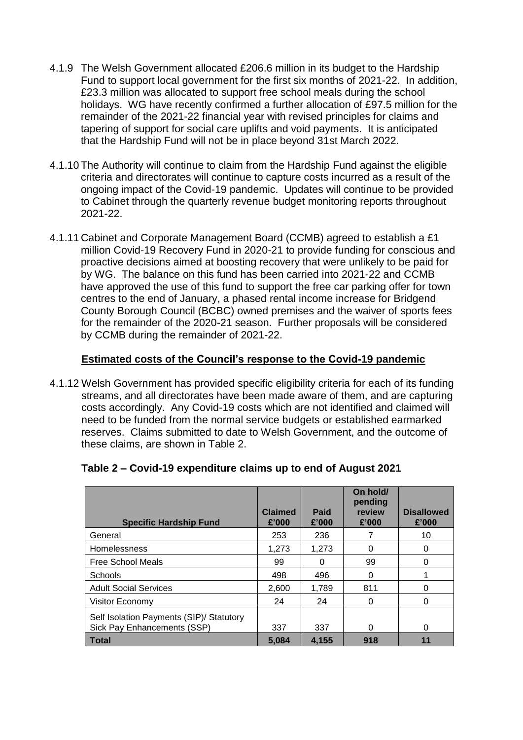4.1.9 The Welsh Government allocated £206.6 million in its budget to the Hardship Fund to support local government for the first six months of 2021-22. In addition, £23.3 million was allocated to support free school meals during the school holidays. WG have recently confirmed a further allocation of £97.5 million for the remainder of the 2021-22 financial year with revised principles for claims and tapering of support for social care uplifts and void payments. It is anticipated that the Hardship Fund will not be in place beyond 31st March 2022.

4.1.10 The Authority will continue to claim from the Hardship Fund against the eligible criteria and directorates will continue to capture costs incurred as a result of the ongoing impact of the Covid-19 pandemic. Updates will continue to be provided to Cabinet through the quarterly revenue budget monitoring reports throughout 2021-22.

4.1.11 Cabinet and Corporate Management Board (CCMB) agreed to establish a £1 million Covid-19 Recovery Fund in 2020-21 to provide funding for conscious and proactive decisions aimed at boosting recovery that were unlikely to be paid for by WG. The balance on this fund has been carried into 2021-22 and CCMB have approved the use of this fund to support the free car parking offer for town centres to the end of January, a phased rental income increase for Bridgend County Borough Council (BCBC) owned premises and the waiver of sports fees for the remainder of the 2020-21 season. Further proposals will be considered by CCMB during the remainder of 2021-22.

**Estimated costs of the Council's response to the Covid-19 pandemic**

4.1.12 Welsh Government has provided specific eligibility criteria for each of its funding streams, and all directorates have been made aware of them, and are capturing costs accordingly. Any Covid-19 costs which are not identified and claimed will need to be funded from the normal service budgets or established earmarked reserves. Claims submitted to date to Welsh Government, and the outcome of these claims, are shown in Table 2.

**Table 2 – Covid-19 expenditure claims up to end of August 2021**

| Specific Hardship Fund | Claimed £'000 | Paid £'000 | On hold/ pending review £'000 | Disallowed £'000 |
|---|---|---|---|---|
| General | 253 | 236 | 7 | 10 |
| Homelessness | 1,273 | 1,273 | 0 | 0 |
| Free School Meals | 99 | 0 | 99 | 0 |
| Schools | 498 | 496 | 0 | 1 |
| Adult Social Services | 2,600 | 1,789 | 811 | 0 |
| Visitor Economy | 24 | 24 | 0 | 0 |
| Self Isolation Payments (SIP)/ Statutory Sick Pay Enhancements (SSP) | 337 | 337 | 0 | 0 |
| **Total** | **5,084** | **4,155** | **918** | **11** |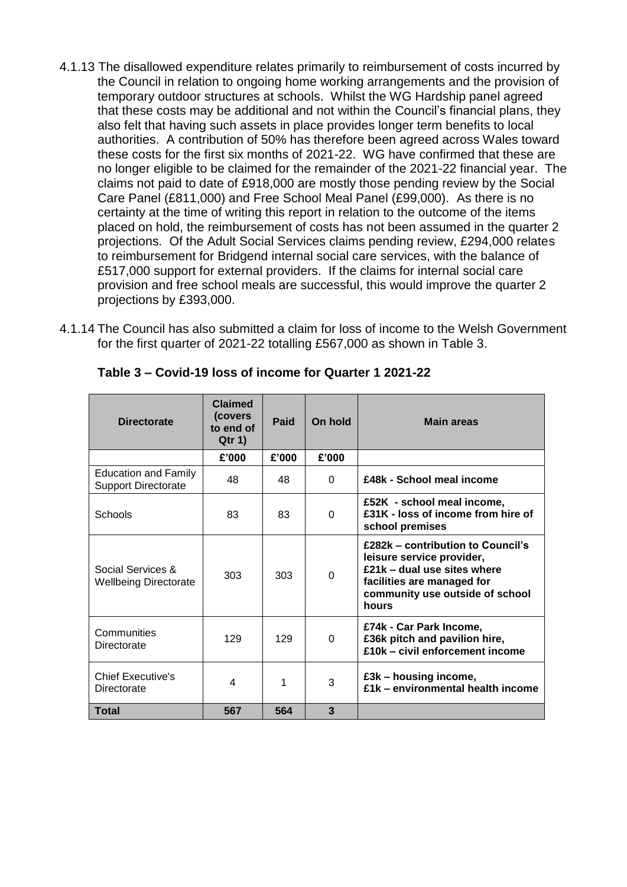4.1.13 The disallowed expenditure relates primarily to reimbursement of costs incurred by the Council in relation to ongoing home working arrangements and the provision of temporary outdoor structures at schools. Whilst the WG Hardship panel agreed that these costs may be additional and not within the Council's financial plans, they also felt that having such assets in place provides longer term benefits to local authorities. A contribution of 50% has therefore been agreed across Wales toward these costs for the first six months of 2021-22. WG have confirmed that these are no longer eligible to be claimed for the remainder of the 2021-22 financial year. The claims not paid to date of £918,000 are mostly those pending review by the Social Care Panel (£811,000) and Free School Meal Panel (£99,000). As there is no certainty at the time of writing this report in relation to the outcome of the items placed on hold, the reimbursement of costs has not been assumed in the quarter 2 projections. Of the Adult Social Services claims pending review, £294,000 relates to reimbursement for Bridgend internal social care services, with the balance of £517,000 support for external providers. If the claims for internal social care provision and free school meals are successful, this would improve the quarter 2 projections by £393,000.

4.1.14 The Council has also submitted a claim for loss of income to the Welsh Government for the first quarter of 2021-22 totalling £567,000 as shown in Table 3.

**Table 3 – Covid-19 loss of income for Quarter 1 2021-22**

| Directorate | Claimed (covers to end of Qtr 1) | Paid | On hold | Main areas |
|---|---|---|---|---|
| | £'000 | £'000 | £'000 | |
| Education and Family Support Directorate | 48 | 48 | 0 | **£48k - School meal income** |
| Schools | 83 | 83 | 0 | **£52K - school meal income, £31K - loss of income from hire of school premises** |
| Social Services & Wellbeing Directorate | 303 | 303 | 0 | **£282k – contribution to Council's leisure service provider, £21k – dual use sites where facilities are managed for community use outside of school hours** |
| Communities Directorate | 129 | 129 | 0 | **£74k - Car Park Income, £36k pitch and pavilion hire, £10k – civil enforcement income** |
| Chief Executive's Directorate | 4 | 1 | 3 | **£3k – housing income, £1k – environmental health income** |
| **Total** | **567** | **564** | **3** | |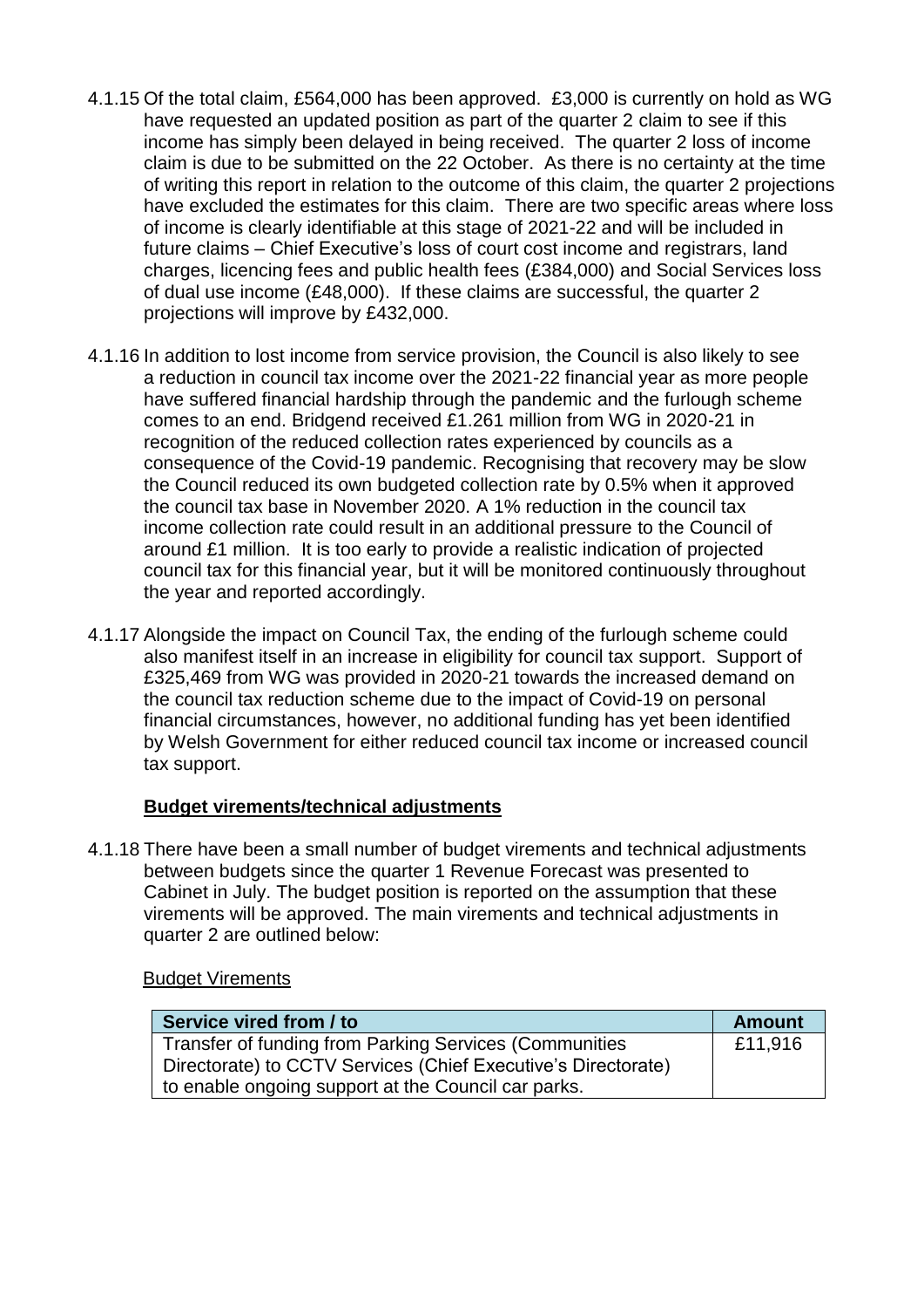4.1.15 Of the total claim, £564,000 has been approved. £3,000 is currently on hold as WG have requested an updated position as part of the quarter 2 claim to see if this income has simply been delayed in being received. The quarter 2 loss of income claim is due to be submitted on the 22 October. As there is no certainty at the time of writing this report in relation to the outcome of this claim, the quarter 2 projections have excluded the estimates for this claim. There are two specific areas where loss of income is clearly identifiable at this stage of 2021-22 and will be included in future claims – Chief Executive's loss of court cost income and registrars, land charges, licencing fees and public health fees (£384,000) and Social Services loss of dual use income (£48,000). If these claims are successful, the quarter 2 projections will improve by £432,000.

4.1.16 In addition to lost income from service provision, the Council is also likely to see a reduction in council tax income over the 2021-22 financial year as more people have suffered financial hardship through the pandemic and the furlough scheme comes to an end. Bridgend received £1.261 million from WG in 2020-21 in recognition of the reduced collection rates experienced by councils as a consequence of the Covid-19 pandemic. Recognising that recovery may be slow the Council reduced its own budgeted collection rate by 0.5% when it approved the council tax base in November 2020. A 1% reduction in the council tax income collection rate could result in an additional pressure to the Council of around £1 million. It is too early to provide a realistic indication of projected council tax for this financial year, but it will be monitored continuously throughout the year and reported accordingly.

4.1.17 Alongside the impact on Council Tax, the ending of the furlough scheme could also manifest itself in an increase in eligibility for council tax support. Support of £325,469 from WG was provided in 2020-21 towards the increased demand on the council tax reduction scheme due to the impact of Covid-19 on personal financial circumstances, however, no additional funding has yet been identified by Welsh Government for either reduced council tax income or increased council tax support.

**Budget virements/technical adjustments**

4.1.18 There have been a small number of budget virements and technical adjustments between budgets since the quarter 1 Revenue Forecast was presented to Cabinet in July. The budget position is reported on the assumption that these virements will be approved. The main virements and technical adjustments in quarter 2 are outlined below:

Budget Virements

| Service vired from / to | Amount |
| --- | --- |
| Transfer of funding from Parking Services (Communities Directorate) to CCTV Services (Chief Executive's Directorate) to enable ongoing support at the Council car parks. | £11,916 |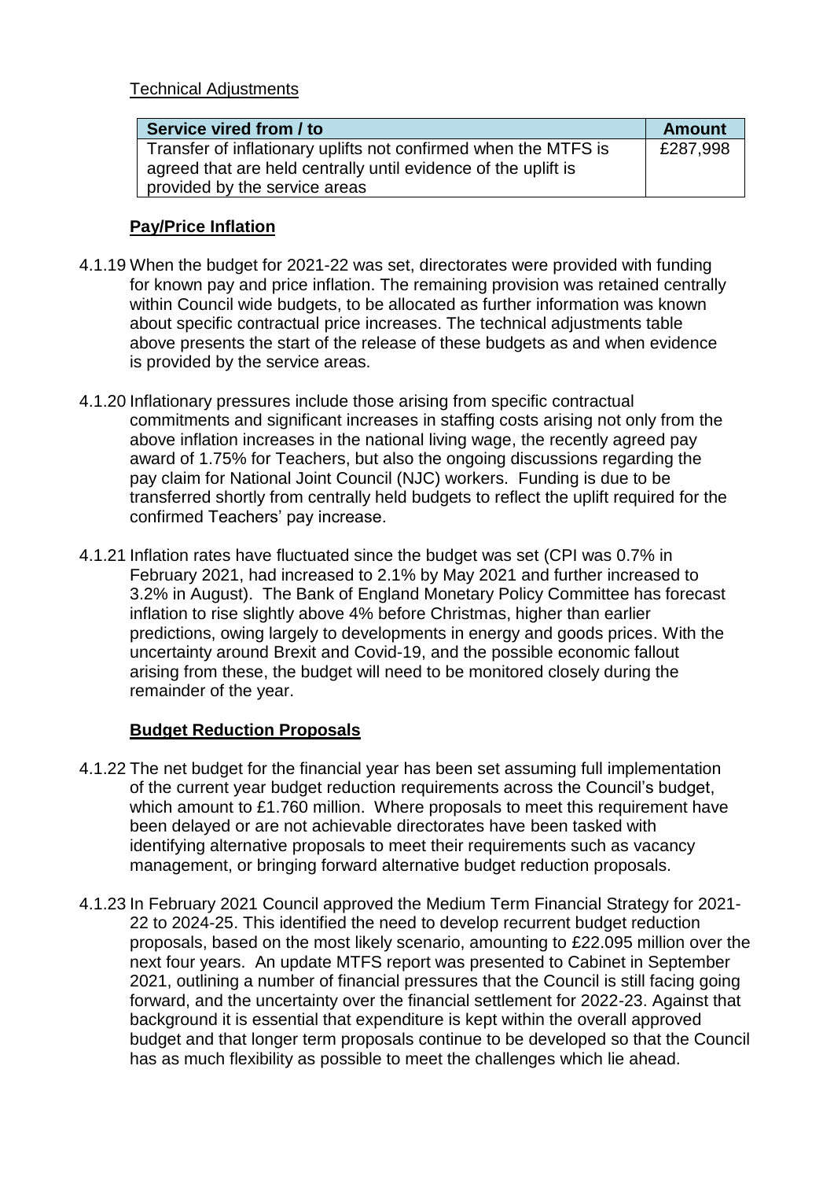Technical Adjustments

| Service vired from / to | Amount |
|---|---|
| Transfer of inflationary uplifts not confirmed when the MTFS is agreed that are held centrally until evidence of the uplift is provided by the service areas | £287,998 |

**Pay/Price Inflation**

4.1.19 When the budget for 2021-22 was set, directorates were provided with funding for known pay and price inflation. The remaining provision was retained centrally within Council wide budgets, to be allocated as further information was known about specific contractual price increases. The technical adjustments table above presents the start of the release of these budgets as and when evidence is provided by the service areas.

4.1.20 Inflationary pressures include those arising from specific contractual commitments and significant increases in staffing costs arising not only from the above inflation increases in the national living wage, the recently agreed pay award of 1.75% for Teachers, but also the ongoing discussions regarding the pay claim for National Joint Council (NJC) workers. Funding is due to be transferred shortly from centrally held budgets to reflect the uplift required for the confirmed Teachers' pay increase.

4.1.21 Inflation rates have fluctuated since the budget was set (CPI was 0.7% in February 2021, had increased to 2.1% by May 2021 and further increased to 3.2% in August). The Bank of England Monetary Policy Committee has forecast inflation to rise slightly above 4% before Christmas, higher than earlier predictions, owing largely to developments in energy and goods prices. With the uncertainty around Brexit and Covid-19, and the possible economic fallout arising from these, the budget will need to be monitored closely during the remainder of the year.

**Budget Reduction Proposals**

4.1.22 The net budget for the financial year has been set assuming full implementation of the current year budget reduction requirements across the Council's budget, which amount to £1.760 million. Where proposals to meet this requirement have been delayed or are not achievable directorates have been tasked with identifying alternative proposals to meet their requirements such as vacancy management, or bringing forward alternative budget reduction proposals.

4.1.23 In February 2021 Council approved the Medium Term Financial Strategy for 2021-22 to 2024-25. This identified the need to develop recurrent budget reduction proposals, based on the most likely scenario, amounting to £22.095 million over the next four years. An update MTFS report was presented to Cabinet in September 2021, outlining a number of financial pressures that the Council is still facing going forward, and the uncertainty over the financial settlement for 2022-23. Against that background it is essential that expenditure is kept within the overall approved budget and that longer term proposals continue to be developed so that the Council has as much flexibility as possible to meet the challenges which lie ahead.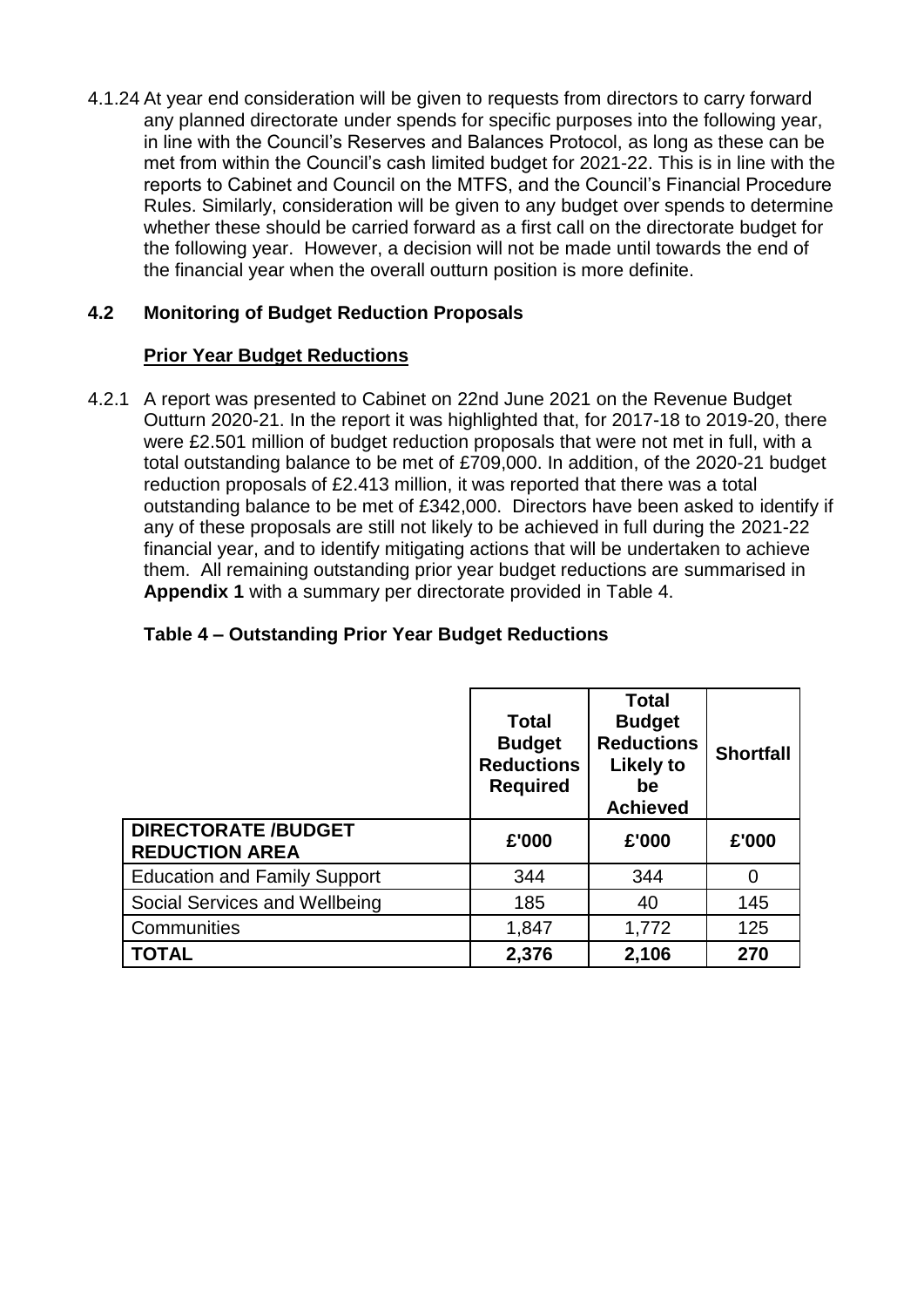4.1.24 At year end consideration will be given to requests from directors to carry forward any planned directorate under spends for specific purposes into the following year, in line with the Council's Reserves and Balances Protocol, as long as these can be met from within the Council's cash limited budget for 2021-22. This is in line with the reports to Cabinet and Council on the MTFS, and the Council's Financial Procedure Rules. Similarly, consideration will be given to any budget over spends to determine whether these should be carried forward as a first call on the directorate budget for the following year. However, a decision will not be made until towards the end of the financial year when the overall outturn position is more definite.

## 4.2 Monitoring of Budget Reduction Proposals

**Prior Year Budget Reductions**

4.2.1 A report was presented to Cabinet on 22nd June 2021 on the Revenue Budget Outturn 2020-21. In the report it was highlighted that, for 2017-18 to 2019-20, there were £2.501 million of budget reduction proposals that were not met in full, with a total outstanding balance to be met of £709,000. In addition, of the 2020-21 budget reduction proposals of £2.413 million, it was reported that there was a total outstanding balance to be met of £342,000. Directors have been asked to identify if any of these proposals are still not likely to be achieved in full during the 2021-22 financial year, and to identify mitigating actions that will be undertaken to achieve them. All remaining outstanding prior year budget reductions are summarised in **Appendix 1** with a summary per directorate provided in Table 4.

**Table 4 – Outstanding Prior Year Budget Reductions**

| | Total Budget Reductions Required | Total Budget Reductions Likely to be Achieved | Shortfall |
|---|---|---|---|
| **DIRECTORATE /BUDGET REDUCTION AREA** | **£'000** | **£'000** | **£'000** |
| Education and Family Support | 344 | 344 | 0 |
| Social Services and Wellbeing | 185 | 40 | 145 |
| Communities | 1,847 | 1,772 | 125 |
| **TOTAL** | **2,376** | **2,106** | **270** |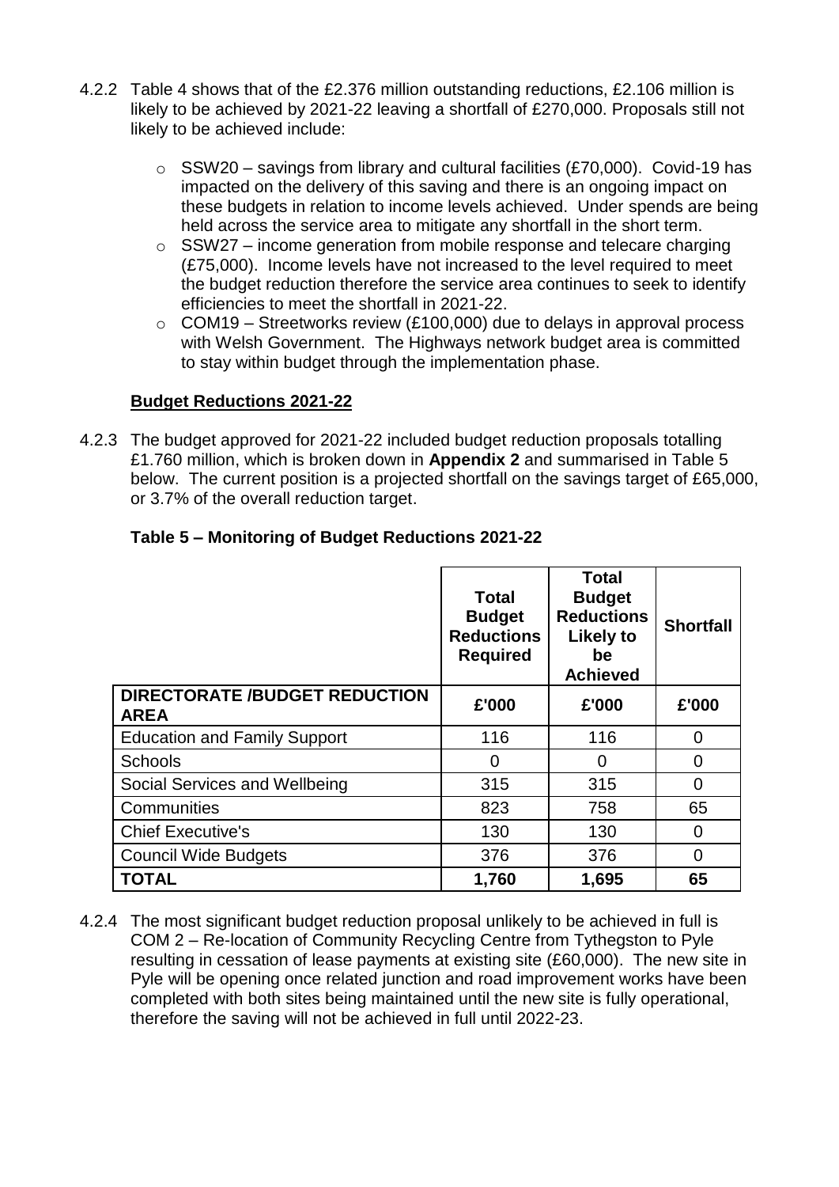4.2.2 Table 4 shows that of the £2.376 million outstanding reductions, £2.106 million is likely to be achieved by 2021-22 leaving a shortfall of £270,000. Proposals still not likely to be achieved include:

- SSW20 – savings from library and cultural facilities (£70,000). Covid-19 has impacted on the delivery of this saving and there is an ongoing impact on these budgets in relation to income levels achieved. Under spends are being held across the service area to mitigate any shortfall in the short term.
- SSW27 – income generation from mobile response and telecare charging (£75,000). Income levels have not increased to the level required to meet the budget reduction therefore the service area continues to seek to identify efficiencies to meet the shortfall in 2021-22.
- COM19 – Streetworks review (£100,000) due to delays in approval process with Welsh Government. The Highways network budget area is committed to stay within budget through the implementation phase.

**Budget Reductions 2021-22**

4.2.3 The budget approved for 2021-22 included budget reduction proposals totalling £1.760 million, which is broken down in **Appendix 2** and summarised in Table 5 below. The current position is a projected shortfall on the savings target of £65,000, or 3.7% of the overall reduction target.

**Table 5 – Monitoring of Budget Reductions 2021-22**

| | Total Budget Reductions Required | Total Budget Reductions Likely to be Achieved | Shortfall |
|---|---|---|---|
| **DIRECTORATE /BUDGET REDUCTION AREA** | **£'000** | **£'000** | **£'000** |
| Education and Family Support | 116 | 116 | 0 |
| Schools | 0 | 0 | 0 |
| Social Services and Wellbeing | 315 | 315 | 0 |
| Communities | 823 | 758 | 65 |
| Chief Executive's | 130 | 130 | 0 |
| Council Wide Budgets | 376 | 376 | 0 |
| **TOTAL** | **1,760** | **1,695** | **65** |

4.2.4 The most significant budget reduction proposal unlikely to be achieved in full is COM 2 – Re-location of Community Recycling Centre from Tythegston to Pyle resulting in cessation of lease payments at existing site (£60,000). The new site in Pyle will be opening once related junction and road improvement works have been completed with both sites being maintained until the new site is fully operational, therefore the saving will not be achieved in full until 2022-23.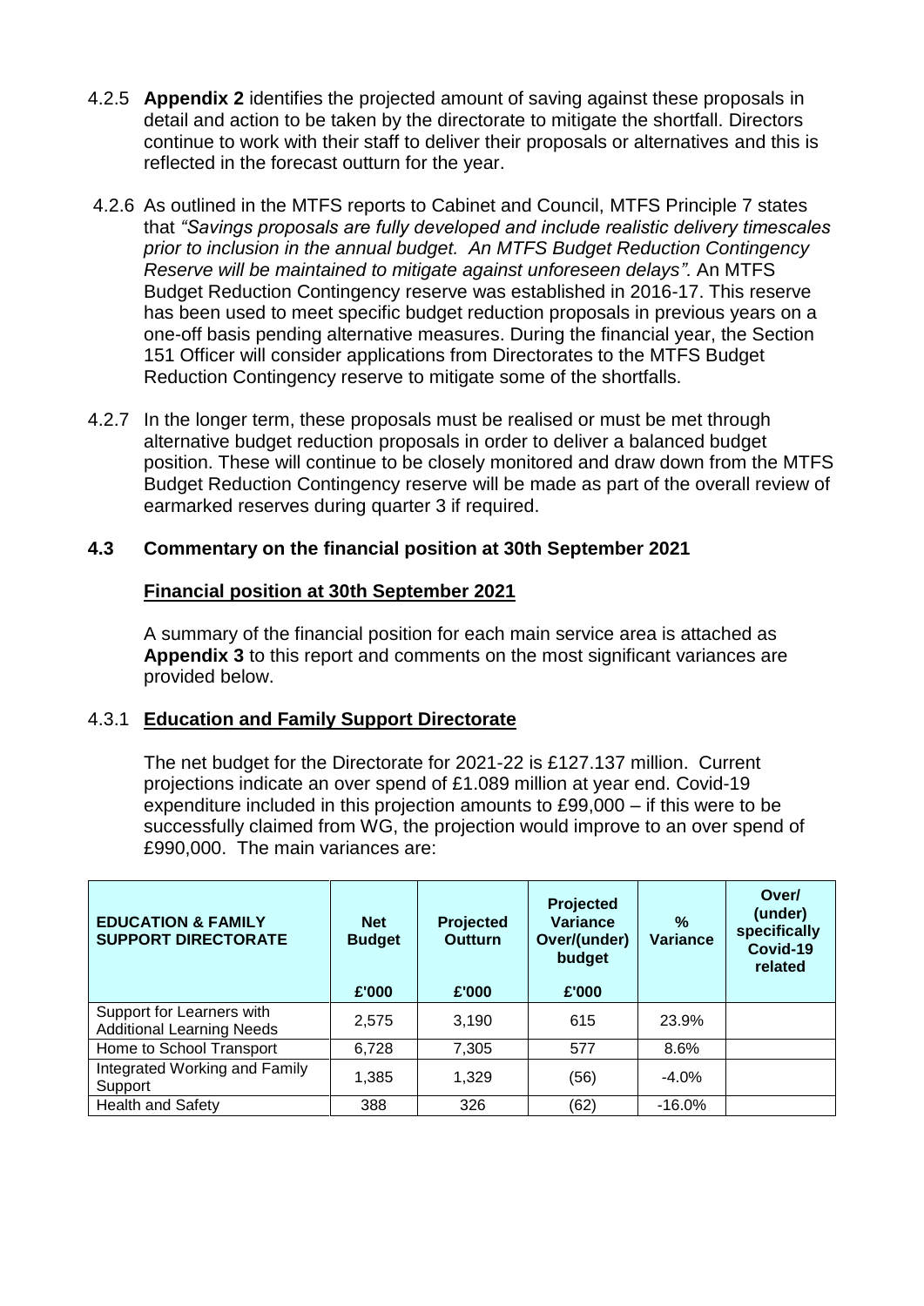4.2.5 **Appendix 2** identifies the projected amount of saving against these proposals in detail and action to be taken by the directorate to mitigate the shortfall. Directors continue to work with their staff to deliver their proposals or alternatives and this is reflected in the forecast outturn for the year.

4.2.6 As outlined in the MTFS reports to Cabinet and Council, MTFS Principle 7 states that *"Savings proposals are fully developed and include realistic delivery timescales prior to inclusion in the annual budget. An MTFS Budget Reduction Contingency Reserve will be maintained to mitigate against unforeseen delays".* An MTFS Budget Reduction Contingency reserve was established in 2016-17. This reserve has been used to meet specific budget reduction proposals in previous years on a one-off basis pending alternative measures. During the financial year, the Section 151 Officer will consider applications from Directorates to the MTFS Budget Reduction Contingency reserve to mitigate some of the shortfalls.

4.2.7 In the longer term, these proposals must be realised or must be met through alternative budget reduction proposals in order to deliver a balanced budget position. These will continue to be closely monitored and draw down from the MTFS Budget Reduction Contingency reserve will be made as part of the overall review of earmarked reserves during quarter 3 if required.

## 4.3 Commentary on the financial position at 30th September 2021

**Financial position at 30th September 2021**

A summary of the financial position for each main service area is attached as **Appendix 3** to this report and comments on the most significant variances are provided below.

### 4.3.1 Education and Family Support Directorate

The net budget for the Directorate for 2021-22 is £127.137 million. Current projections indicate an over spend of £1.089 million at year end. Covid-19 expenditure included in this projection amounts to £99,000 – if this were to be successfully claimed from WG, the projection would improve to an over spend of £990,000. The main variances are:

| EDUCATION & FAMILY SUPPORT DIRECTORATE | Net Budget | Projected Outturn | Projected Variance Over/(under) budget | % Variance | Over/ (under) specifically Covid-19 related |
|---|---|---|---|---|---|
| | £'000 | £'000 | £'000 | | |
| Support for Learners with Additional Learning Needs | 2,575 | 3,190 | 615 | 23.9% | |
| Home to School Transport | 6,728 | 7,305 | 577 | 8.6% | |
| Integrated Working and Family Support | 1,385 | 1,329 | (56) | -4.0% | |
| Health and Safety | 388 | 326 | (62) | -16.0% | |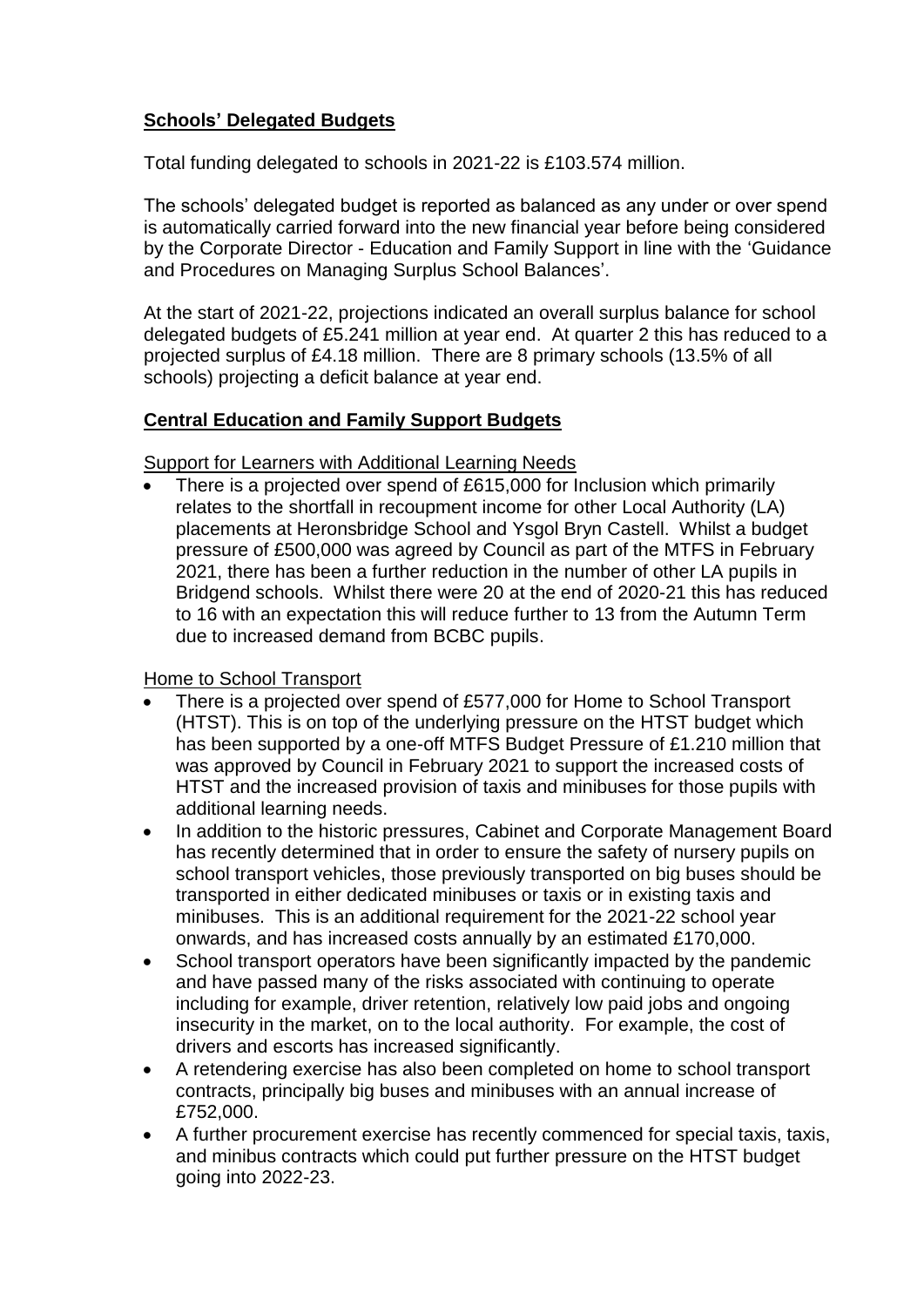## **Schools' Delegated Budgets**

Total funding delegated to schools in 2021-22 is £103.574 million.

The schools' delegated budget is reported as balanced as any under or over spend is automatically carried forward into the new financial year before being considered by the Corporate Director - Education and Family Support in line with the 'Guidance and Procedures on Managing Surplus School Balances'.

At the start of 2021-22, projections indicated an overall surplus balance for school delegated budgets of £5.241 million at year end. At quarter 2 this has reduced to a projected surplus of £4.18 million. There are 8 primary schools (13.5% of all schools) projecting a deficit balance at year end.

## **Central Education and Family Support Budgets**

Support for Learners with Additional Learning Needs

- There is a projected over spend of £615,000 for Inclusion which primarily relates to the shortfall in recoupment income for other Local Authority (LA) placements at Heronsbridge School and Ysgol Bryn Castell. Whilst a budget pressure of £500,000 was agreed by Council as part of the MTFS in February 2021, there has been a further reduction in the number of other LA pupils in Bridgend schools. Whilst there were 20 at the end of 2020-21 this has reduced to 16 with an expectation this will reduce further to 13 from the Autumn Term due to increased demand from BCBC pupils.

Home to School Transport

- There is a projected over spend of £577,000 for Home to School Transport (HTST). This is on top of the underlying pressure on the HTST budget which has been supported by a one-off MTFS Budget Pressure of £1.210 million that was approved by Council in February 2021 to support the increased costs of HTST and the increased provision of taxis and minibuses for those pupils with additional learning needs.
- In addition to the historic pressures, Cabinet and Corporate Management Board has recently determined that in order to ensure the safety of nursery pupils on school transport vehicles, those previously transported on big buses should be transported in either dedicated minibuses or taxis or in existing taxis and minibuses. This is an additional requirement for the 2021-22 school year onwards, and has increased costs annually by an estimated £170,000.
- School transport operators have been significantly impacted by the pandemic and have passed many of the risks associated with continuing to operate including for example, driver retention, relatively low paid jobs and ongoing insecurity in the market, on to the local authority. For example, the cost of drivers and escorts has increased significantly.
- A retendering exercise has also been completed on home to school transport contracts, principally big buses and minibuses with an annual increase of £752,000.
- A further procurement exercise has recently commenced for special taxis, taxis, and minibus contracts which could put further pressure on the HTST budget going into 2022-23.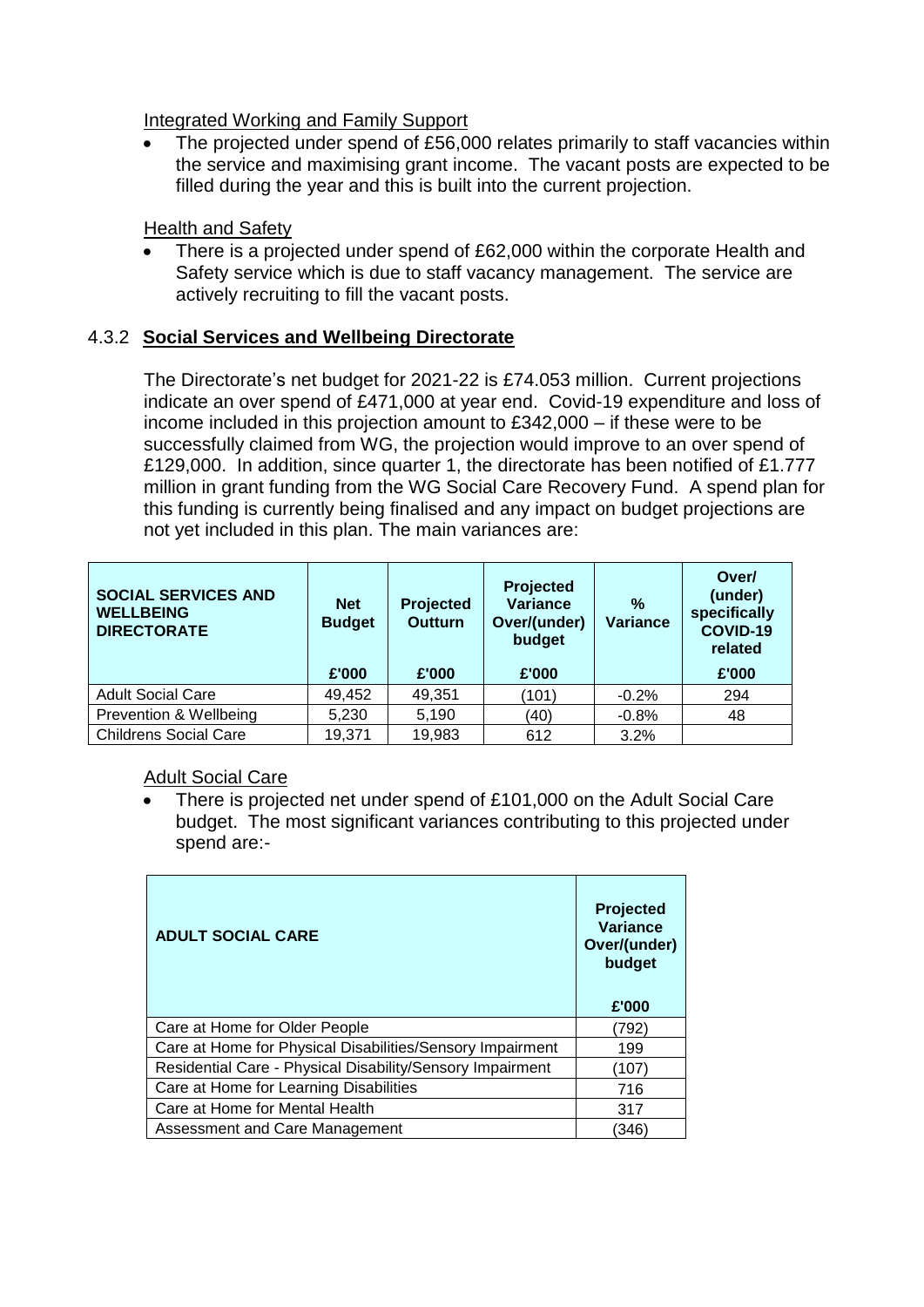Integrated Working and Family Support

- The projected under spend of £56,000 relates primarily to staff vacancies within the service and maximising grant income. The vacant posts are expected to be filled during the year and this is built into the current projection.

Health and Safety

- There is a projected under spend of £62,000 within the corporate Health and Safety service which is due to staff vacancy management. The service are actively recruiting to fill the vacant posts.

#### 4.3.2 **Social Services and Wellbeing Directorate**

The Directorate's net budget for 2021-22 is £74.053 million. Current projections indicate an over spend of £471,000 at year end. Covid-19 expenditure and loss of income included in this projection amount to £342,000 – if these were to be successfully claimed from WG, the projection would improve to an over spend of £129,000. In addition, since quarter 1, the directorate has been notified of £1.777 million in grant funding from the WG Social Care Recovery Fund. A spend plan for this funding is currently being finalised and any impact on budget projections are not yet included in this plan. The main variances are:

| SOCIAL SERVICES AND WELLBEING DIRECTORATE | Net Budget | Projected Outturn | Projected Variance Over/(under) budget | % Variance | Over/ (under) specifically COVID-19 related |
|---|---|---|---|---|---|
| | £'000 | £'000 | £'000 | | £'000 |
| Adult Social Care | 49,452 | 49,351 | (101) | -0.2% | 294 |
| Prevention & Wellbeing | 5,230 | 5,190 | (40) | -0.8% | 48 |
| Childrens Social Care | 19,371 | 19,983 | 612 | 3.2% | |

Adult Social Care

- There is projected net under spend of £101,000 on the Adult Social Care budget. The most significant variances contributing to this projected under spend are:-

| ADULT SOCIAL CARE | Projected Variance Over/(under) budget |
|---|---|
| | £'000 |
| Care at Home for Older People | (792) |
| Care at Home for Physical Disabilities/Sensory Impairment | 199 |
| Residential Care - Physical Disability/Sensory Impairment | (107) |
| Care at Home for Learning Disabilities | 716 |
| Care at Home for Mental Health | 317 |
| Assessment and Care Management | (346) |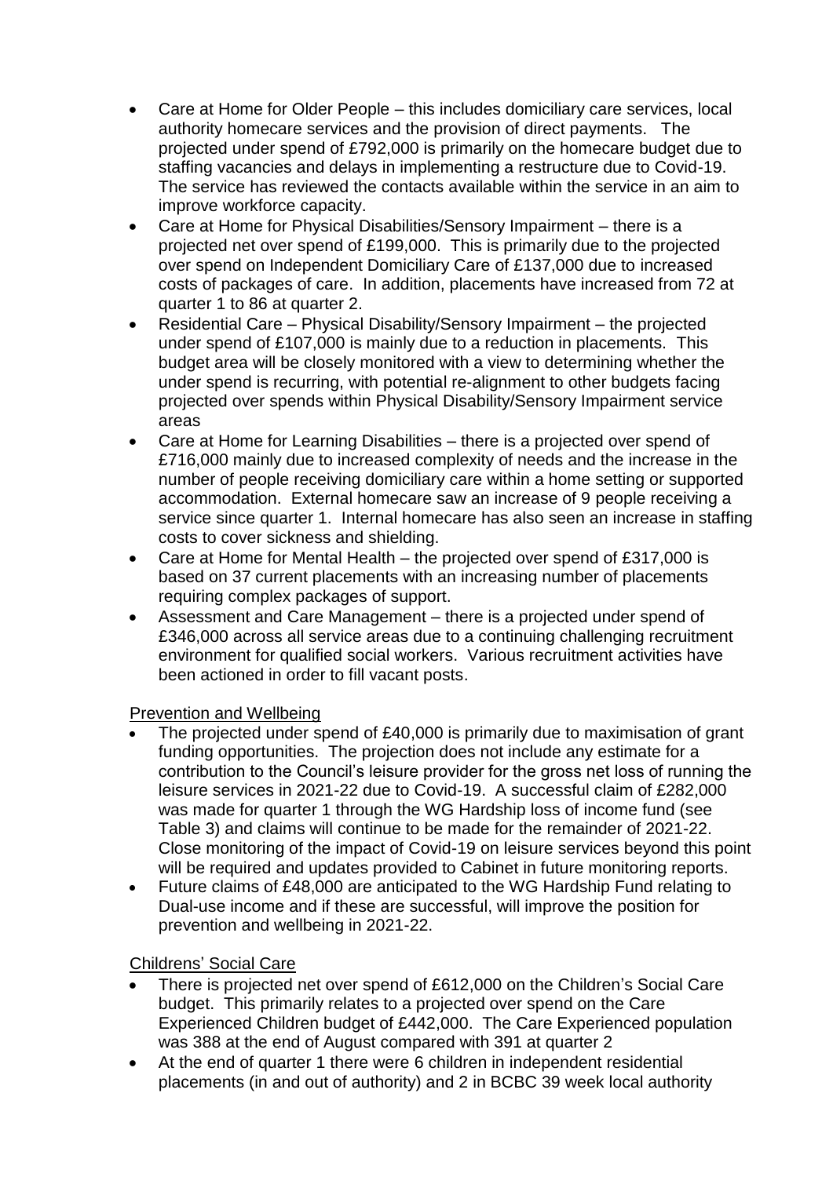- Care at Home for Older People – this includes domiciliary care services, local authority homecare services and the provision of direct payments. The projected under spend of £792,000 is primarily on the homecare budget due to staffing vacancies and delays in implementing a restructure due to Covid-19. The service has reviewed the contacts available within the service in an aim to improve workforce capacity.
- Care at Home for Physical Disabilities/Sensory Impairment – there is a projected net over spend of £199,000. This is primarily due to the projected over spend on Independent Domiciliary Care of £137,000 due to increased costs of packages of care. In addition, placements have increased from 72 at quarter 1 to 86 at quarter 2.
- Residential Care – Physical Disability/Sensory Impairment – the projected under spend of £107,000 is mainly due to a reduction in placements. This budget area will be closely monitored with a view to determining whether the under spend is recurring, with potential re-alignment to other budgets facing projected over spends within Physical Disability/Sensory Impairment service areas
- Care at Home for Learning Disabilities – there is a projected over spend of £716,000 mainly due to increased complexity of needs and the increase in the number of people receiving domiciliary care within a home setting or supported accommodation. External homecare saw an increase of 9 people receiving a service since quarter 1. Internal homecare has also seen an increase in staffing costs to cover sickness and shielding.
- Care at Home for Mental Health – the projected over spend of £317,000 is based on 37 current placements with an increasing number of placements requiring complex packages of support.
- Assessment and Care Management – there is a projected under spend of £346,000 across all service areas due to a continuing challenging recruitment environment for qualified social workers. Various recruitment activities have been actioned in order to fill vacant posts.

Prevention and Wellbeing

- The projected under spend of £40,000 is primarily due to maximisation of grant funding opportunities. The projection does not include any estimate for a contribution to the Council's leisure provider for the gross net loss of running the leisure services in 2021-22 due to Covid-19. A successful claim of £282,000 was made for quarter 1 through the WG Hardship loss of income fund (see Table 3) and claims will continue to be made for the remainder of 2021-22. Close monitoring of the impact of Covid-19 on leisure services beyond this point will be required and updates provided to Cabinet in future monitoring reports.
- Future claims of £48,000 are anticipated to the WG Hardship Fund relating to Dual-use income and if these are successful, will improve the position for prevention and wellbeing in 2021-22.

Childrens' Social Care

- There is projected net over spend of £612,000 on the Children's Social Care budget. This primarily relates to a projected over spend on the Care Experienced Children budget of £442,000. The Care Experienced population was 388 at the end of August compared with 391 at quarter 2
- At the end of quarter 1 there were 6 children in independent residential placements (in and out of authority) and 2 in BCBC 39 week local authority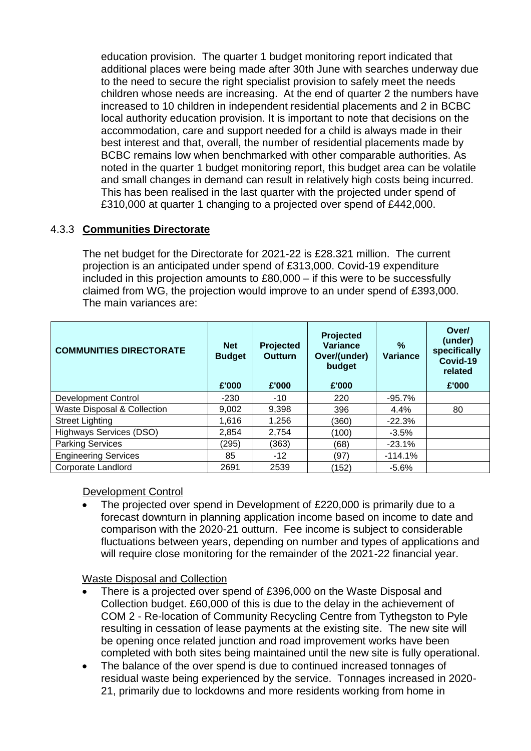education provision. The quarter 1 budget monitoring report indicated that additional places were being made after 30th June with searches underway due to the need to secure the right specialist provision to safely meet the needs children whose needs are increasing. At the end of quarter 2 the numbers have increased to 10 children in independent residential placements and 2 in BCBC local authority education provision. It is important to note that decisions on the accommodation, care and support needed for a child is always made in their best interest and that, overall, the number of residential placements made by BCBC remains low when benchmarked with other comparable authorities. As noted in the quarter 1 budget monitoring report, this budget area can be volatile and small changes in demand can result in relatively high costs being incurred. This has been realised in the last quarter with the projected under spend of £310,000 at quarter 1 changing to a projected over spend of £442,000.

### 4.3.3 **Communities Directorate**

The net budget for the Directorate for 2021-22 is £28.321 million. The current projection is an anticipated under spend of £313,000. Covid-19 expenditure included in this projection amounts to £80,000 – if this were to be successfully claimed from WG, the projection would improve to an under spend of £393,000. The main variances are:

| COMMUNITIES DIRECTORATE | Net Budget | Projected Outturn | Projected Variance Over/(under) budget | % Variance | Over/ (under) specifically Covid-19 related |
|---|---|---|---|---|---|
| | £'000 | £'000 | £'000 | | £'000 |
| Development Control | -230 | -10 | 220 | -95.7% | |
| Waste Disposal & Collection | 9,002 | 9,398 | 396 | 4.4% | 80 |
| Street Lighting | 1,616 | 1,256 | (360) | -22.3% | |
| Highways Services (DSO) | 2,854 | 2,754 | (100) | -3.5% | |
| Parking Services | (295) | (363) | (68) | -23.1% | |
| Engineering Services | 85 | -12 | (97) | -114.1% | |
| Corporate Landlord | 2691 | 2539 | (152) | -5.6% | |

<u>Development Control</u>

- The projected over spend in Development of £220,000 is primarily due to a forecast downturn in planning application income based on income to date and comparison with the 2020-21 outturn. Fee income is subject to considerable fluctuations between years, depending on number and types of applications and will require close monitoring for the remainder of the 2021-22 financial year.

<u>Waste Disposal and Collection</u>

- There is a projected over spend of £396,000 on the Waste Disposal and Collection budget. £60,000 of this is due to the delay in the achievement of COM 2 - Re-location of Community Recycling Centre from Tythegston to Pyle resulting in cessation of lease payments at the existing site. The new site will be opening once related junction and road improvement works have been completed with both sites being maintained until the new site is fully operational.
- The balance of the over spend is due to continued increased tonnages of residual waste being experienced by the service. Tonnages increased in 2020-21, primarily due to lockdowns and more residents working from home in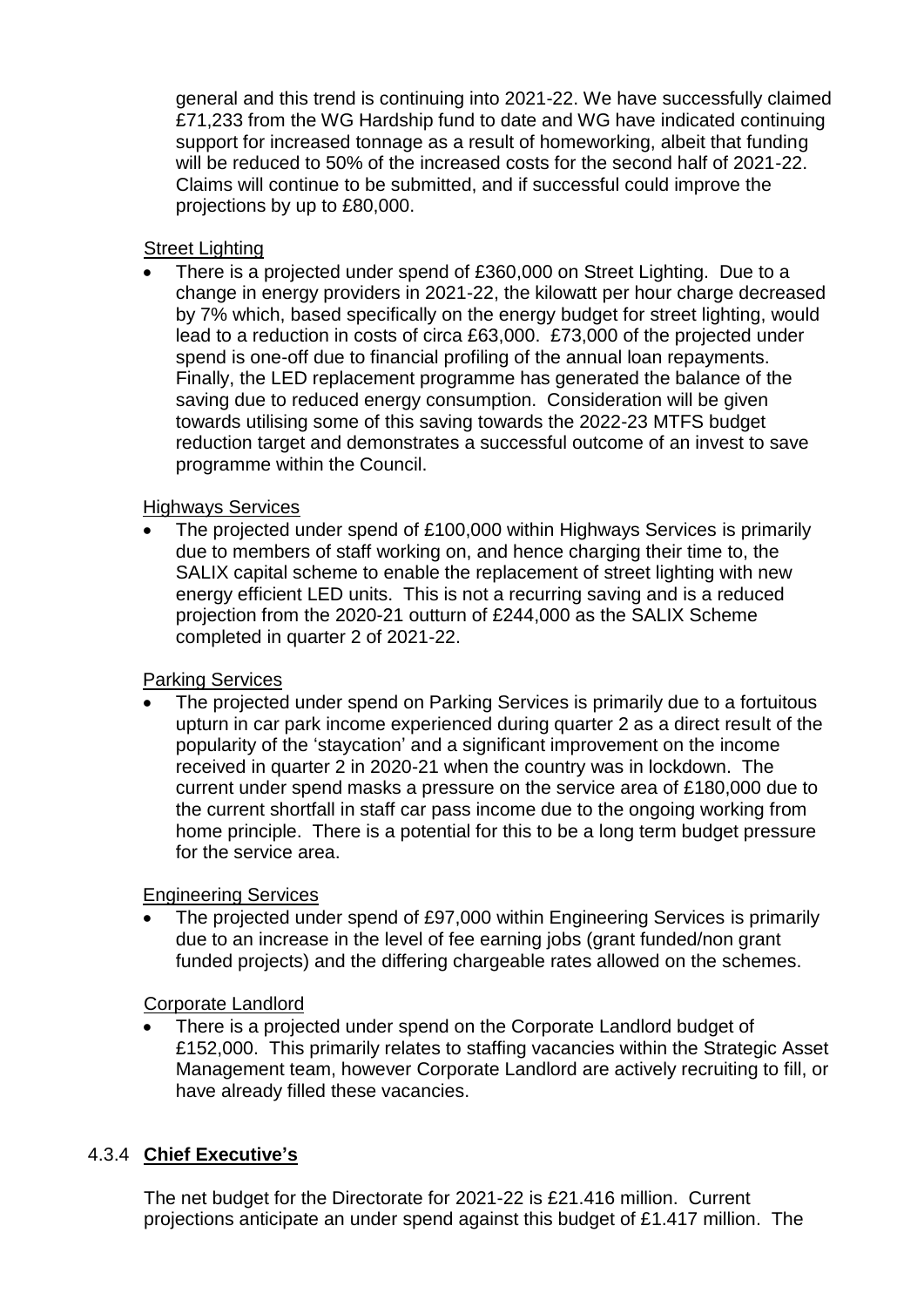general and this trend is continuing into 2021-22. We have successfully claimed £71,233 from the WG Hardship fund to date and WG have indicated continuing support for increased tonnage as a result of homeworking, albeit that funding will be reduced to 50% of the increased costs for the second half of 2021-22. Claims will continue to be submitted, and if successful could improve the projections by up to £80,000.

<u>Street Lighting</u>

- There is a projected under spend of £360,000 on Street Lighting. Due to a change in energy providers in 2021-22, the kilowatt per hour charge decreased by 7% which, based specifically on the energy budget for street lighting, would lead to a reduction in costs of circa £63,000. £73,000 of the projected under spend is one-off due to financial profiling of the annual loan repayments. Finally, the LED replacement programme has generated the balance of the saving due to reduced energy consumption. Consideration will be given towards utilising some of this saving towards the 2022-23 MTFS budget reduction target and demonstrates a successful outcome of an invest to save programme within the Council.

<u>Highways Services</u>

- The projected under spend of £100,000 within Highways Services is primarily due to members of staff working on, and hence charging their time to, the SALIX capital scheme to enable the replacement of street lighting with new energy efficient LED units. This is not a recurring saving and is a reduced projection from the 2020-21 outturn of £244,000 as the SALIX Scheme completed in quarter 2 of 2021-22.

<u>Parking Services</u>

- The projected under spend on Parking Services is primarily due to a fortuitous upturn in car park income experienced during quarter 2 as a direct result of the popularity of the 'staycation' and a significant improvement on the income received in quarter 2 in 2020-21 when the country was in lockdown. The current under spend masks a pressure on the service area of £180,000 due to the current shortfall in staff car pass income due to the ongoing working from home principle. There is a potential for this to be a long term budget pressure for the service area.

<u>Engineering Services</u>

- The projected under spend of £97,000 within Engineering Services is primarily due to an increase in the level of fee earning jobs (grant funded/non grant funded projects) and the differing chargeable rates allowed on the schemes.

<u>Corporate Landlord</u>

- There is a projected under spend on the Corporate Landlord budget of £152,000. This primarily relates to staffing vacancies within the Strategic Asset Management team, however Corporate Landlord are actively recruiting to fill, or have already filled these vacancies.

### 4.3.4 **Chief Executive's**

The net budget for the Directorate for 2021-22 is £21.416 million. Current projections anticipate an under spend against this budget of £1.417 million. The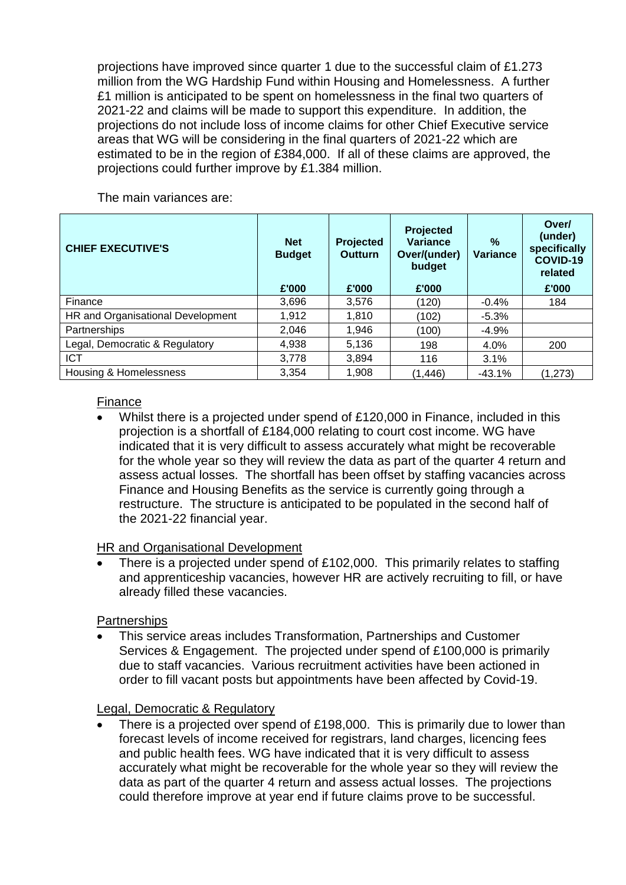projections have improved since quarter 1 due to the successful claim of £1.273 million from the WG Hardship Fund within Housing and Homelessness. A further £1 million is anticipated to be spent on homelessness in the final two quarters of 2021-22 and claims will be made to support this expenditure. In addition, the projections do not include loss of income claims for other Chief Executive service areas that WG will be considering in the final quarters of 2021-22 which are estimated to be in the region of £384,000. If all of these claims are approved, the projections could further improve by £1.384 million.

The main variances are:

| CHIEF EXECUTIVE'S | Net Budget | Projected Outturn | Projected Variance Over/(under) budget | % Variance | Over/ (under) specifically COVID-19 related |
|---|---|---|---|---|---|
| | £'000 | £'000 | £'000 | | £'000 |
| Finance | 3,696 | 3,576 | (120) | -0.4% | 184 |
| HR and Organisational Development | 1,912 | 1,810 | (102) | -5.3% | |
| Partnerships | 2,046 | 1,946 | (100) | -4.9% | |
| Legal, Democratic & Regulatory | 4,938 | 5,136 | 198 | 4.0% | 200 |
| ICT | 3,778 | 3,894 | 116 | 3.1% | |
| Housing & Homelessness | 3,354 | 1,908 | (1,446) | -43.1% | (1,273) |

Finance

- Whilst there is a projected under spend of £120,000 in Finance, included in this projection is a shortfall of £184,000 relating to court cost income. WG have indicated that it is very difficult to assess accurately what might be recoverable for the whole year so they will review the data as part of the quarter 4 return and assess actual losses. The shortfall has been offset by staffing vacancies across Finance and Housing Benefits as the service is currently going through a restructure. The structure is anticipated to be populated in the second half of the 2021-22 financial year.

HR and Organisational Development

- There is a projected under spend of £102,000. This primarily relates to staffing and apprenticeship vacancies, however HR are actively recruiting to fill, or have already filled these vacancies.

Partnerships

- This service areas includes Transformation, Partnerships and Customer Services & Engagement. The projected under spend of £100,000 is primarily due to staff vacancies. Various recruitment activities have been actioned in order to fill vacant posts but appointments have been affected by Covid-19.

Legal, Democratic & Regulatory

- There is a projected over spend of £198,000. This is primarily due to lower than forecast levels of income received for registrars, land charges, licencing fees and public health fees. WG have indicated that it is very difficult to assess accurately what might be recoverable for the whole year so they will review the data as part of the quarter 4 return and assess actual losses. The projections could therefore improve at year end if future claims prove to be successful.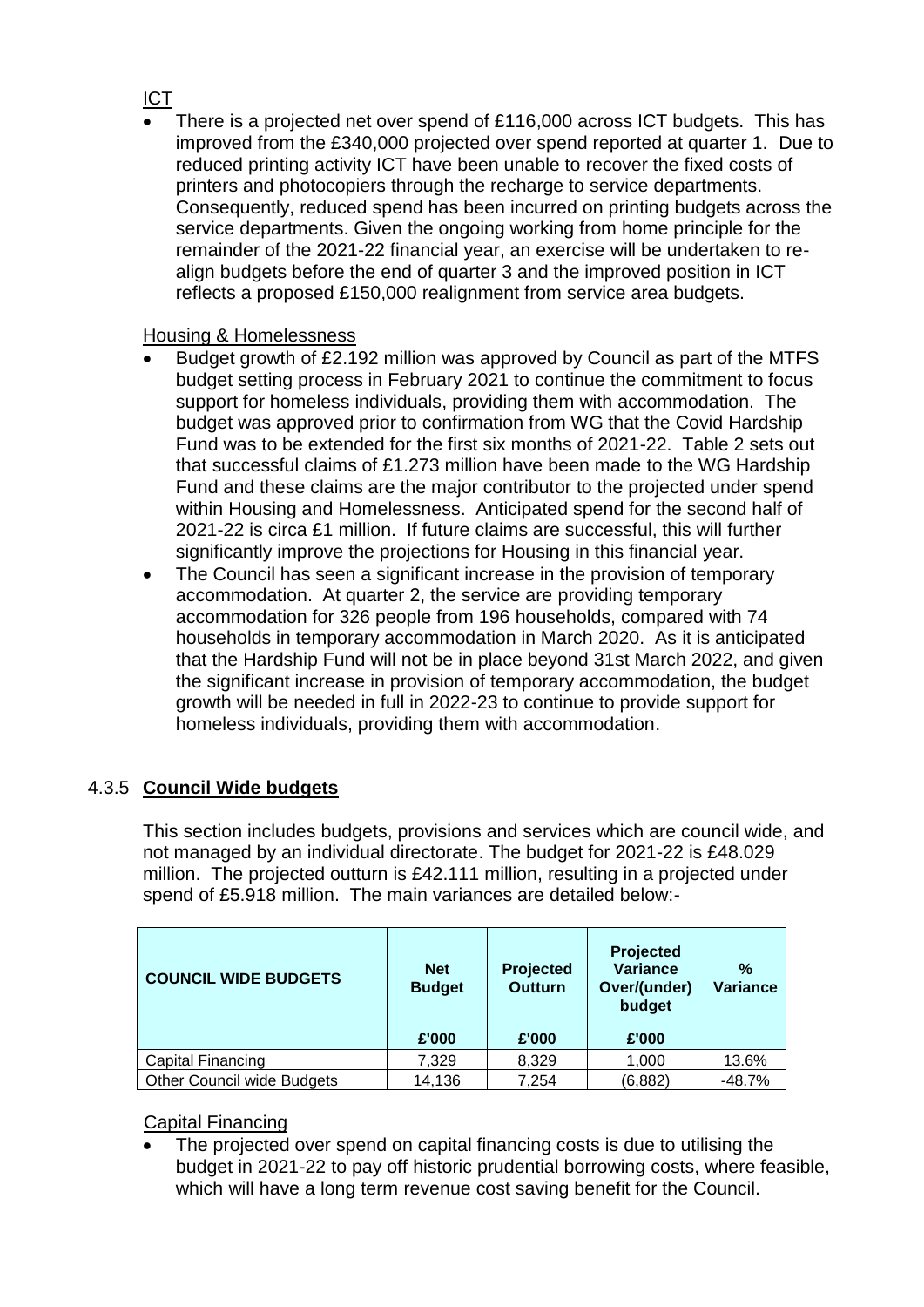ICT

- There is a projected net over spend of £116,000 across ICT budgets. This has improved from the £340,000 projected over spend reported at quarter 1. Due to reduced printing activity ICT have been unable to recover the fixed costs of printers and photocopiers through the recharge to service departments. Consequently, reduced spend has been incurred on printing budgets across the service departments. Given the ongoing working from home principle for the remainder of the 2021-22 financial year, an exercise will be undertaken to re-align budgets before the end of quarter 3 and the improved position in ICT reflects a proposed £150,000 realignment from service area budgets.

Housing & Homelessness

- Budget growth of £2.192 million was approved by Council as part of the MTFS budget setting process in February 2021 to continue the commitment to focus support for homeless individuals, providing them with accommodation. The budget was approved prior to confirmation from WG that the Covid Hardship Fund was to be extended for the first six months of 2021-22. Table 2 sets out that successful claims of £1.273 million have been made to the WG Hardship Fund and these claims are the major contributor to the projected under spend within Housing and Homelessness. Anticipated spend for the second half of 2021-22 is circa £1 million. If future claims are successful, this will further significantly improve the projections for Housing in this financial year.
- The Council has seen a significant increase in the provision of temporary accommodation. At quarter 2, the service are providing temporary accommodation for 326 people from 196 households, compared with 74 households in temporary accommodation in March 2020. As it is anticipated that the Hardship Fund will not be in place beyond 31st March 2022, and given the significant increase in provision of temporary accommodation, the budget growth will be needed in full in 2022-23 to continue to provide support for homeless individuals, providing them with accommodation.

## 4.3.5 **Council Wide budgets**

This section includes budgets, provisions and services which are council wide, and not managed by an individual directorate. The budget for 2021-22 is £48.029 million. The projected outturn is £42.111 million, resulting in a projected under spend of £5.918 million. The main variances are detailed below:-

| COUNCIL WIDE BUDGETS | Net Budget<br>£'000 | Projected Outturn<br>£'000 | Projected Variance Over/(under) budget<br>£'000 | % Variance |
|---|---|---|---|---|
| Capital Financing | 7,329 | 8,329 | 1,000 | 13.6% |
| Other Council wide Budgets | 14,136 | 7,254 | (6,882) | -48.7% |

Capital Financing

- The projected over spend on capital financing costs is due to utilising the budget in 2021-22 to pay off historic prudential borrowing costs, where feasible, which will have a long term revenue cost saving benefit for the Council.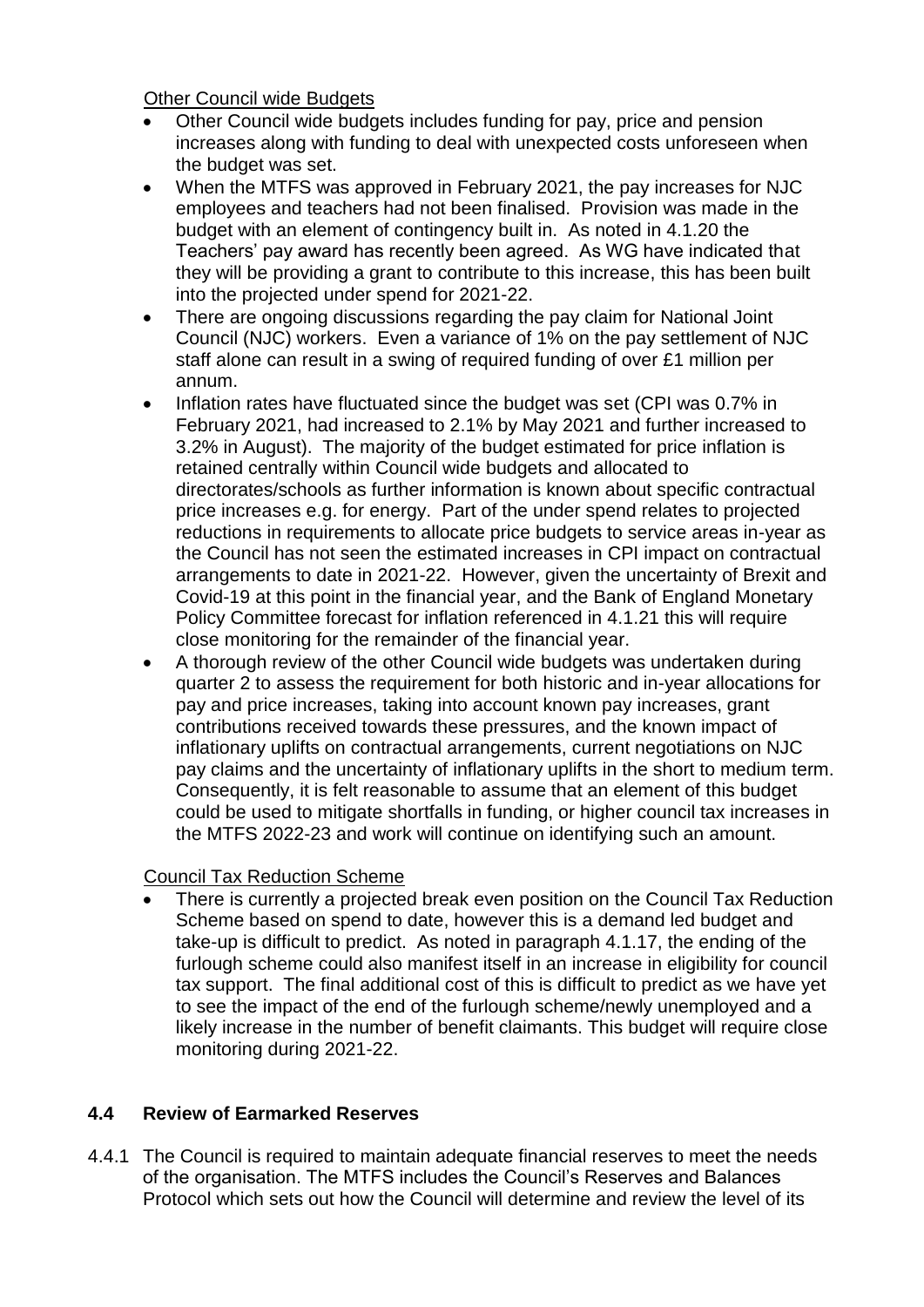Other Council wide Budgets

- Other Council wide budgets includes funding for pay, price and pension increases along with funding to deal with unexpected costs unforeseen when the budget was set.
- When the MTFS was approved in February 2021, the pay increases for NJC employees and teachers had not been finalised. Provision was made in the budget with an element of contingency built in. As noted in 4.1.20 the Teachers' pay award has recently been agreed. As WG have indicated that they will be providing a grant to contribute to this increase, this has been built into the projected under spend for 2021-22.
- There are ongoing discussions regarding the pay claim for National Joint Council (NJC) workers. Even a variance of 1% on the pay settlement of NJC staff alone can result in a swing of required funding of over £1 million per annum.
- Inflation rates have fluctuated since the budget was set (CPI was 0.7% in February 2021, had increased to 2.1% by May 2021 and further increased to 3.2% in August). The majority of the budget estimated for price inflation is retained centrally within Council wide budgets and allocated to directorates/schools as further information is known about specific contractual price increases e.g. for energy. Part of the under spend relates to projected reductions in requirements to allocate price budgets to service areas in-year as the Council has not seen the estimated increases in CPI impact on contractual arrangements to date in 2021-22. However, given the uncertainty of Brexit and Covid-19 at this point in the financial year, and the Bank of England Monetary Policy Committee forecast for inflation referenced in 4.1.21 this will require close monitoring for the remainder of the financial year.
- A thorough review of the other Council wide budgets was undertaken during quarter 2 to assess the requirement for both historic and in-year allocations for pay and price increases, taking into account known pay increases, grant contributions received towards these pressures, and the known impact of inflationary uplifts on contractual arrangements, current negotiations on NJC pay claims and the uncertainty of inflationary uplifts in the short to medium term. Consequently, it is felt reasonable to assume that an element of this budget could be used to mitigate shortfalls in funding, or higher council tax increases in the MTFS 2022-23 and work will continue on identifying such an amount.

Council Tax Reduction Scheme

- There is currently a projected break even position on the Council Tax Reduction Scheme based on spend to date, however this is a demand led budget and take-up is difficult to predict. As noted in paragraph 4.1.17, the ending of the furlough scheme could also manifest itself in an increase in eligibility for council tax support. The final additional cost of this is difficult to predict as we have yet to see the impact of the end of the furlough scheme/newly unemployed and a likely increase in the number of benefit claimants. This budget will require close monitoring during 2021-22.

## 4.4 Review of Earmarked Reserves

4.4.1 The Council is required to maintain adequate financial reserves to meet the needs of the organisation. The MTFS includes the Council's Reserves and Balances Protocol which sets out how the Council will determine and review the level of its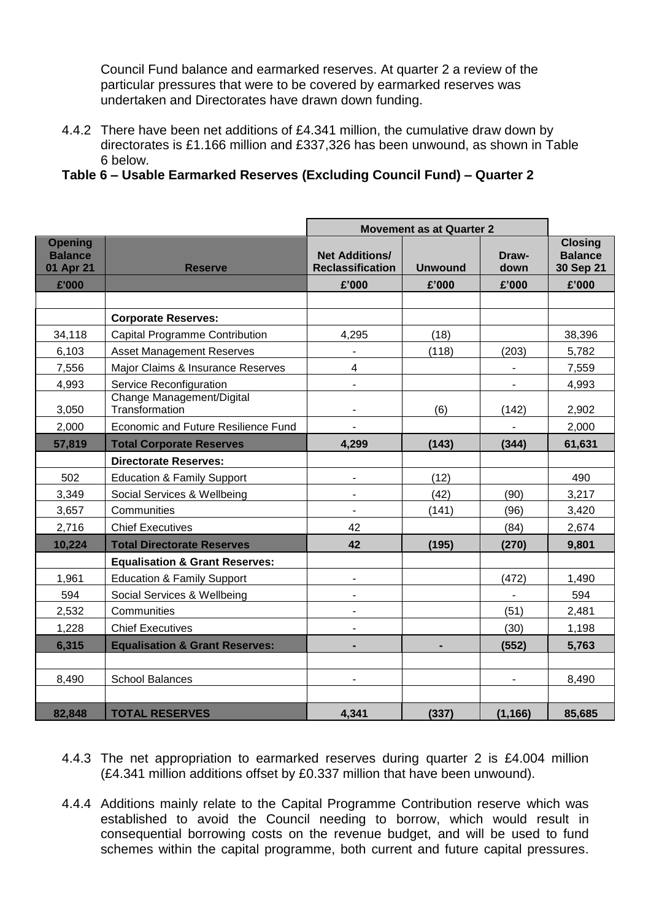Council Fund balance and earmarked reserves. At quarter 2 a review of the particular pressures that were to be covered by earmarked reserves was undertaken and Directorates have drawn down funding.

4.4.2 There have been net additions of £4.341 million, the cumulative draw down by directorates is £1.166 million and £337,326 has been unwound, as shown in Table 6 below.

**Table 6 – Usable Earmarked Reserves (Excluding Council Fund) – Quarter 2**

| | | Movement as at Quarter 2 | | | |
|---|---|---|---|---|---|
| **Opening Balance 01 Apr 21** | **Reserve** | **Net Additions/ Reclassification** | **Unwound** | **Draw-down** | **Closing Balance 30 Sep 21** |
| **£'000** | | **£'000** | **£'000** | **£'000** | **£'000** |
| | | | | | |
| | **Corporate Reserves:** | | | | |
| 34,118 | Capital Programme Contribution | 4,295 | (18) | | 38,396 |
| 6,103 | Asset Management Reserves | - | (118) | (203) | 5,782 |
| 7,556 | Major Claims & Insurance Reserves | 4 | | - | 7,559 |
| 4,993 | Service Reconfiguration | - | | - | 4,993 |
| 3,050 | Change Management/Digital Transformation | - | (6) | (142) | 2,902 |
| 2,000 | Economic and Future Resilience Fund | - | | - | 2,000 |
| **57,819** | **Total Corporate Reserves** | **4,299** | **(143)** | **(344)** | **61,631** |
| | **Directorate Reserves:** | | | | |
| 502 | Education & Family Support | - | (12) | | 490 |
| 3,349 | Social Services & Wellbeing | - | (42) | (90) | 3,217 |
| 3,657 | Communities | - | (141) | (96) | 3,420 |
| 2,716 | Chief Executives | 42 | | (84) | 2,674 |
| **10,224** | **Total Directorate Reserves** | **42** | **(195)** | **(270)** | **9,801** |
| | **Equalisation & Grant Reserves:** | | | | |
| 1,961 | Education & Family Support | - | | (472) | 1,490 |
| 594 | Social Services & Wellbeing | - | | - | 594 |
| 2,532 | Communities | - | | (51) | 2,481 |
| 1,228 | Chief Executives | - | | (30) | 1,198 |
| **6,315** | **Equalisation & Grant Reserves:** | **-** | **-** | **(552)** | **5,763** |
| | | | | | |
| 8,490 | School Balances | - | | - | 8,490 |
| | | | | | |
| **82,848** | **TOTAL RESERVES** | **4,341** | **(337)** | **(1,166)** | **85,685** |

4.4.3 The net appropriation to earmarked reserves during quarter 2 is £4.004 million (£4.341 million additions offset by £0.337 million that have been unwound).

4.4.4 Additions mainly relate to the Capital Programme Contribution reserve which was established to avoid the Council needing to borrow, which would result in consequential borrowing costs on the revenue budget, and will be used to fund schemes within the capital programme, both current and future capital pressures.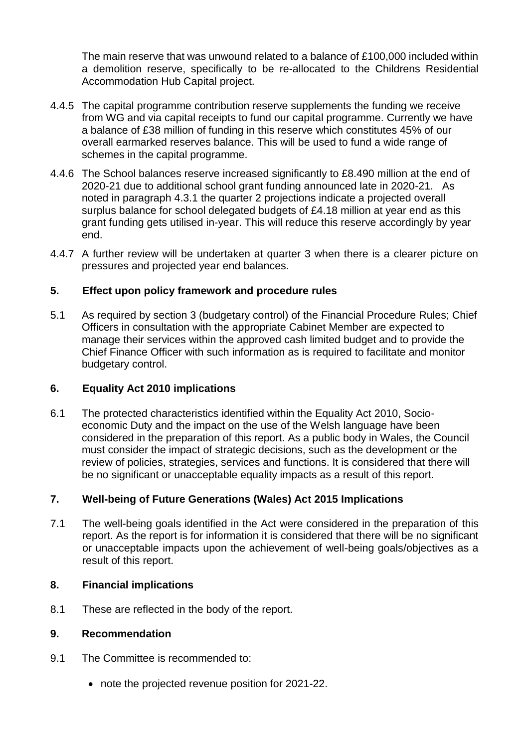The main reserve that was unwound related to a balance of £100,000 included within a demolition reserve, specifically to be re-allocated to the Childrens Residential Accommodation Hub Capital project.

4.4.5 The capital programme contribution reserve supplements the funding we receive from WG and via capital receipts to fund our capital programme. Currently we have a balance of £38 million of funding in this reserve which constitutes 45% of our overall earmarked reserves balance. This will be used to fund a wide range of schemes in the capital programme.

4.4.6 The School balances reserve increased significantly to £8.490 million at the end of 2020-21 due to additional school grant funding announced late in 2020-21. As noted in paragraph 4.3.1 the quarter 2 projections indicate a projected overall surplus balance for school delegated budgets of £4.18 million at year end as this grant funding gets utilised in-year. This will reduce this reserve accordingly by year end.

4.4.7 A further review will be undertaken at quarter 3 when there is a clearer picture on pressures and projected year end balances.

## 5. Effect upon policy framework and procedure rules

5.1 As required by section 3 (budgetary control) of the Financial Procedure Rules; Chief Officers in consultation with the appropriate Cabinet Member are expected to manage their services within the approved cash limited budget and to provide the Chief Finance Officer with such information as is required to facilitate and monitor budgetary control.

## 6. Equality Act 2010 implications

6.1 The protected characteristics identified within the Equality Act 2010, Socio-economic Duty and the impact on the use of the Welsh language have been considered in the preparation of this report. As a public body in Wales, the Council must consider the impact of strategic decisions, such as the development or the review of policies, strategies, services and functions. It is considered that there will be no significant or unacceptable equality impacts as a result of this report.

## 7. Well-being of Future Generations (Wales) Act 2015 Implications

7.1 The well-being goals identified in the Act were considered in the preparation of this report. As the report is for information it is considered that there will be no significant or unacceptable impacts upon the achievement of well-being goals/objectives as a result of this report.

## 8. Financial implications

8.1 These are reflected in the body of the report.

## 9. Recommendation

9.1 The Committee is recommended to:

- note the projected revenue position for 2021-22.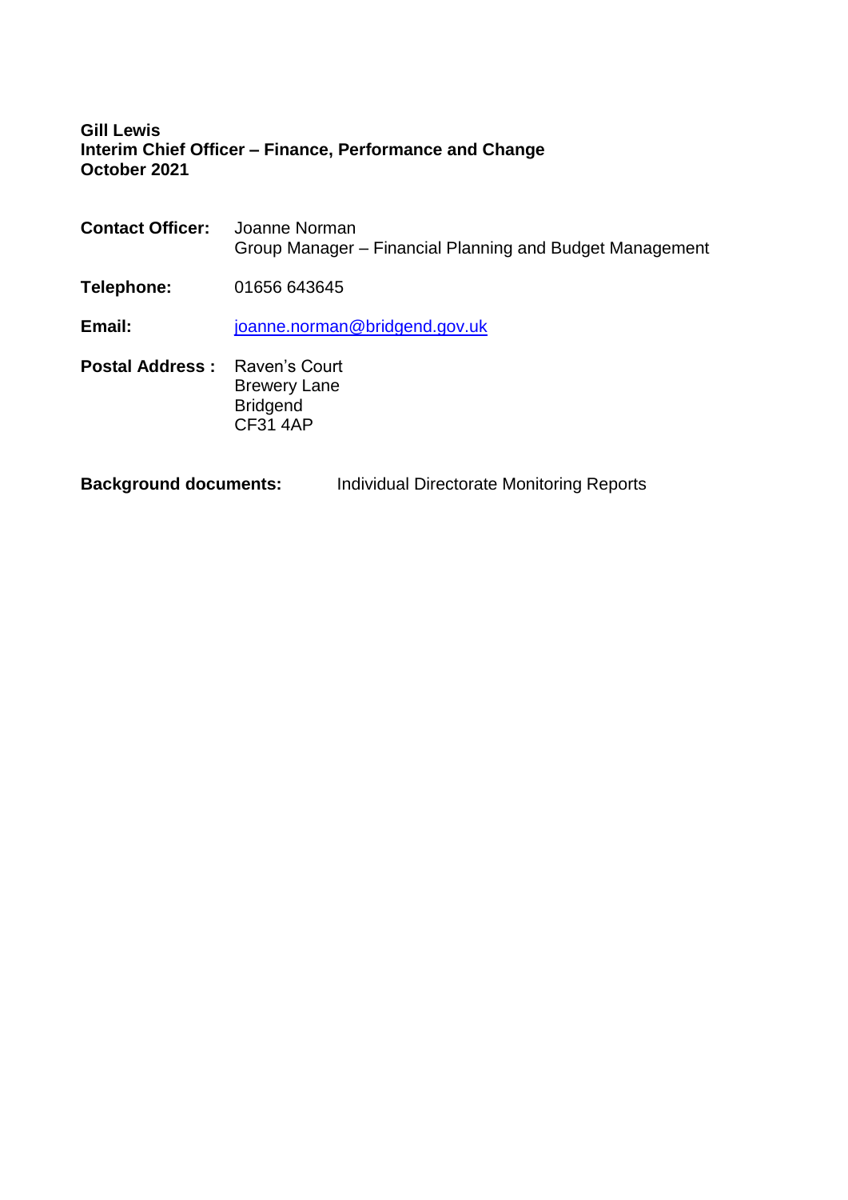**Gill Lewis**
**Interim Chief Officer – Finance, Performance and Change**
**October 2021**

| | |
|---|---|
| **Contact Officer:** | Joanne Norman<br>Group Manager – Financial Planning and Budget Management |
| **Telephone:** | 01656 643645 |
| **Email:** | joanne.norman@bridgend.gov.uk |
| **Postal Address :** | Raven's Court<br>Brewery Lane<br>Bridgend<br>CF31 4AP |

**Background documents:** Individual Directorate Monitoring Reports